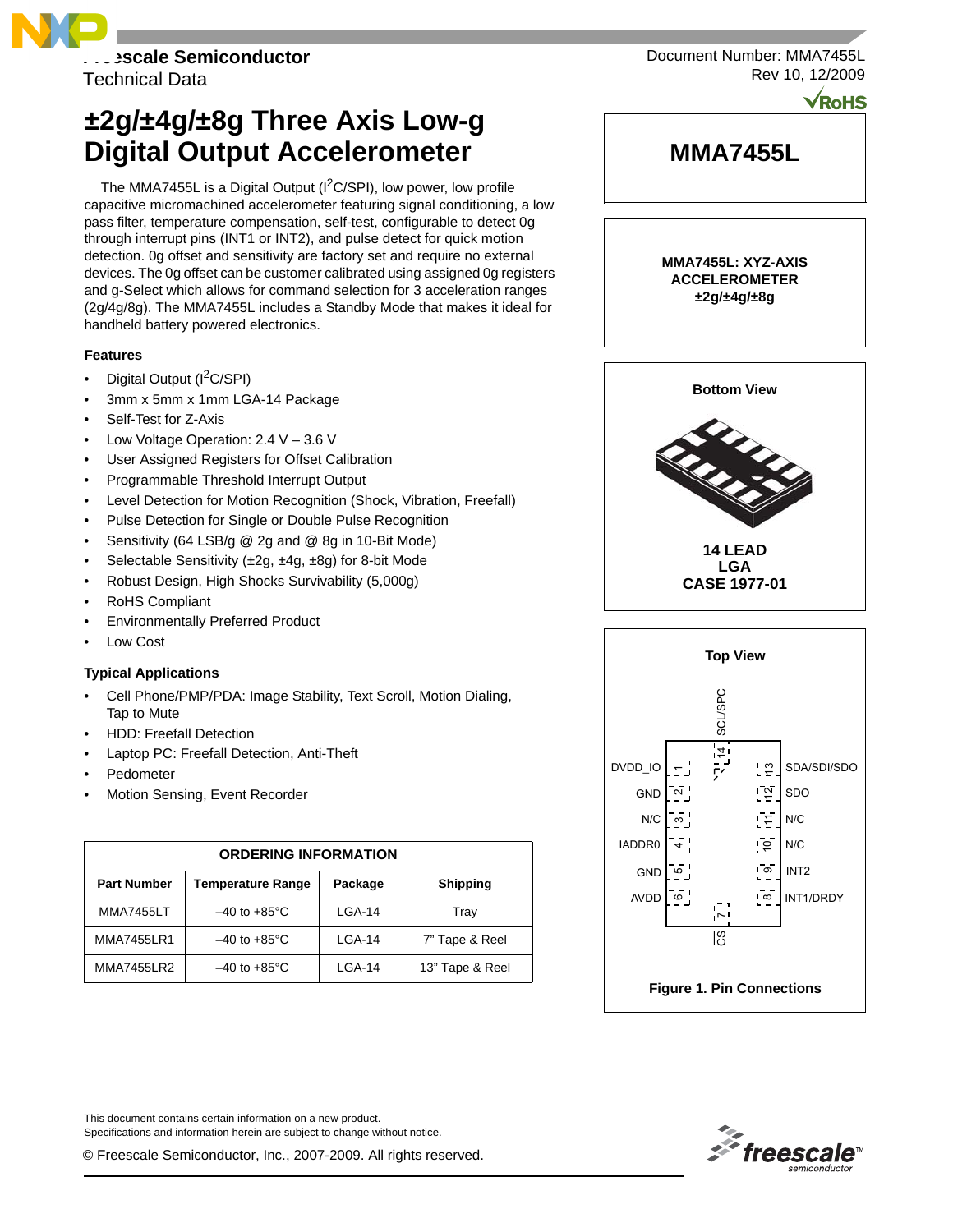Freescale Semiconductor
Technical Data

Document Number: MMA7455L
Rev 10, 12/2009

# ±2g/±4g/±8g Three Axis Low-g Digital Output Accelerometer

**MMA7455L**

The MMA7455L is a Digital Output (I$^2$C/SPI), low power, low profile capacitive micromachined accelerometer featuring signal conditioning, a low pass filter, temperature compensation, self-test, configurable to detect 0g through interrupt pins (INT1 or INT2), and pulse detect for quick motion detection. 0g offset and sensitivity are factory set and require no external devices. The 0g offset can be customer calibrated using assigned 0g registers and g-Select which allows for command selection for 3 acceleration ranges (2g/4g/8g). The MMA7455L includes a Standby Mode that makes it ideal for handheld battery powered electronics.

### Features

- Digital Output (I$^2$C/SPI)
- 3mm x 5mm x 1mm LGA-14 Package
- Self-Test for Z-Axis
- Low Voltage Operation: 2.4 V – 3.6 V
- User Assigned Registers for Offset Calibration
- Programmable Threshold Interrupt Output
- Level Detection for Motion Recognition (Shock, Vibration, Freefall)
- Pulse Detection for Single or Double Pulse Recognition
- Sensitivity (64 LSB/g @ 2g and @ 8g in 10-Bit Mode)
- Selectable Sensitivity (±2g, ±4g, ±8g) for 8-bit Mode
- Robust Design, High Shocks Survivability (5,000g)
- RoHS Compliant
- Environmentally Preferred Product
- Low Cost

### Typical Applications

- Cell Phone/PMP/PDA: Image Stability, Text Scroll, Motion Dialing, Tap to Mute
- HDD: Freefall Detection
- Laptop PC: Freefall Detection, Anti-Theft
- Pedometer
- Motion Sensing, Event Recorder

| ORDERING INFORMATION | | | |
|---|---|---|---|
| **Part Number** | **Temperature Range** | **Package** | **Shipping** |
| MMA7455LT | –40 to +85°C | LGA-14 | Tray |
| MMA7455LR1 | –40 to +85°C | LGA-14 | 7" Tape & Reel |
| MMA7455LR2 | –40 to +85°C | LGA-14 | 13" Tape & Reel |

**MMA7455L: XYZ-AXIS ACCELEROMETER ±2g/±4g/±8g**

**Bottom View**

**14 LEAD LGA CASE 1977-01**

**Top View**

| Pin | Name | Pin | Name |
|---|---|---|---|
| 1 | DVDD_IO | 14 | SCL/SPC |
| 2 | GND | 13 | SDA/SDI/SDO |
| 3 | N/C | 12 | SDO |
| 4 | IADDR0 | 11 | N/C |
| 5 | GND | 10 | N/C |
| 6 | AVDD | 9 | INT2 |
| 7 | $\overline{CS}$ | 8 | INT1/DRDY |

**Figure 1. Pin Connections**

This document contains certain information on a new product.
Specifications and information herein are subject to change without notice.

© Freescale Semiconductor, Inc., 2007-2009. All rights reserved.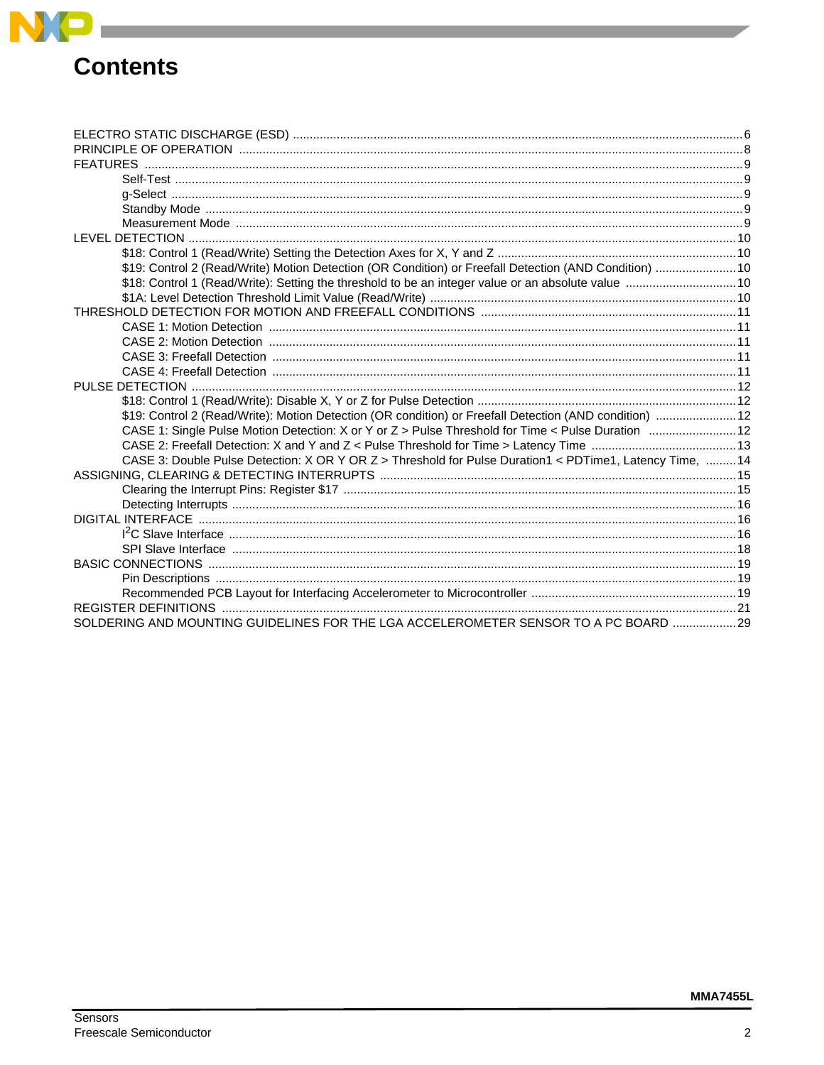# Contents

ELECTRO STATIC DISCHARGE (ESD) .... 6
PRINCIPLE OF OPERATION .... 8
FEATURES .... 9
- Self-Test .... 9
- g-Select .... 9
- Standby Mode .... 9
- Measurement Mode .... 9

LEVEL DETECTION .... 10
- $18: Control 1 (Read/Write) Setting the Detection Axes for X, Y and Z .... 10
- $19: Control 2 (Read/Write) Motion Detection (OR Condition) or Freefall Detection (AND Condition) .... 10
- $18: Control 1 (Read/Write): Setting the threshold to be an integer value or an absolute value .... 10
- $1A: Level Detection Threshold Limit Value (Read/Write) .... 10

THRESHOLD DETECTION FOR MOTION AND FREEFALL CONDITIONS .... 11
- CASE 1: Motion Detection .... 11
- CASE 2: Motion Detection .... 11
- CASE 3: Freefall Detection .... 11
- CASE 4: Freefall Detection .... 11

PULSE DETECTION .... 12
- $18: Control 1 (Read/Write): Disable X, Y or Z for Pulse Detection .... 12
- $19: Control 2 (Read/Write): Motion Detection (OR condition) or Freefall Detection (AND condition) .... 12
- CASE 1: Single Pulse Motion Detection: X or Y or Z > Pulse Threshold for Time < Pulse Duration .... 12
- CASE 2: Freefall Detection: X and Y and Z < Pulse Threshold for Time > Latency Time .... 13
- CASE 3: Double Pulse Detection: X OR Y OR Z > Threshold for Pulse Duration1 < PDTime1, Latency Time, .... 14

ASSIGNING, CLEARING & DETECTING INTERRUPTS .... 15
- Clearing the Interrupt Pins: Register $17 .... 15
- Detecting Interrupts .... 16

DIGITAL INTERFACE .... 16
- $I^2C$ Slave Interface .... 16
- SPI Slave Interface .... 18

BASIC CONNECTIONS .... 19
- Pin Descriptions .... 19
- Recommended PCB Layout for Interfacing Accelerometer to Microcontroller .... 19

REGISTER DEFINITIONS .... 21
SOLDERING AND MOUNTING GUIDELINES FOR THE LGA ACCELEROMETER SENSOR TO A PC BOARD .... 29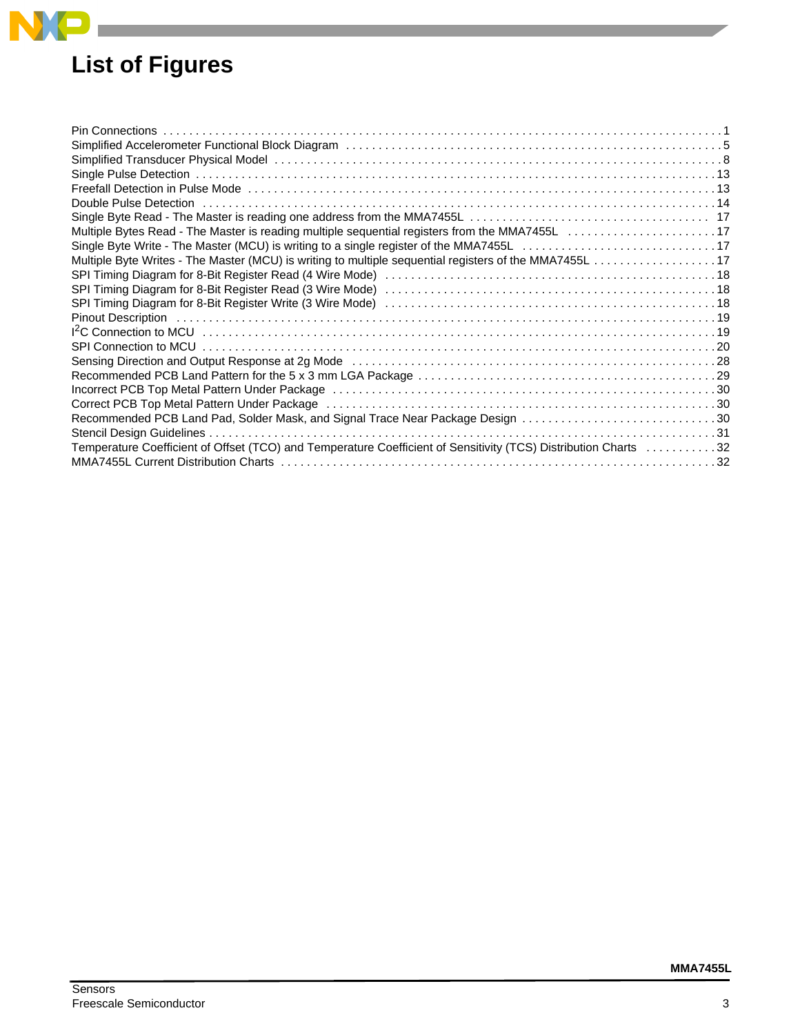# List of Figures

Pin Connections . . . . . . . . . . . . . . . . . . . . . . . . . . . . . . . . . . . . . . . . . . . . . . . . . . . . . . . . . . . . . . . . . . . . . . . . . . . . . . . . 1
Simplified Accelerometer Functional Block Diagram . . . . . . . . . . . . . . . . . . . . . . . . . . . . . . . . . . . . . . . . . . . . . . . . . . . . . . . . . 5
Simplified Transducer Physical Model . . . . . . . . . . . . . . . . . . . . . . . . . . . . . . . . . . . . . . . . . . . . . . . . . . . . . . . . . . . . . . . . . . 8
Single Pulse Detection . . . . . . . . . . . . . . . . . . . . . . . . . . . . . . . . . . . . . . . . . . . . . . . . . . . . . . . . . . . . . . . . . . . . . . . . . . . . 13
Freefall Detection in Pulse Mode . . . . . . . . . . . . . . . . . . . . . . . . . . . . . . . . . . . . . . . . . . . . . . . . . . . . . . . . . . . . . . . . . . . . . 13
Double Pulse Detection . . . . . . . . . . . . . . . . . . . . . . . . . . . . . . . . . . . . . . . . . . . . . . . . . . . . . . . . . . . . . . . . . . . . . . . . . . . 14
Single Byte Read - The Master is reading one address from the MMA7455L . . . . . . . . . . . . . . . . . . . . . . . . . . . . . . . . . . . . . 17
Multiple Bytes Read - The Master is reading multiple sequential registers from the MMA7455L . . . . . . . . . . . . . . . . . . . . . . . 17
Single Byte Write - The Master (MCU) is writing to a single register of the MMA7455L . . . . . . . . . . . . . . . . . . . . . . . . . . . . . 17
Multiple Byte Writes - The Master (MCU) is writing to multiple sequential registers of the MMA7455L . . . . . . . . . . . . . . . . . . . 17
SPI Timing Diagram for 8-Bit Register Read (4 Wire Mode) . . . . . . . . . . . . . . . . . . . . . . . . . . . . . . . . . . . . . . . . . . . . . . . . . . 18
SPI Timing Diagram for 8-Bit Register Read (3 Wire Mode) . . . . . . . . . . . . . . . . . . . . . . . . . . . . . . . . . . . . . . . . . . . . . . . . . . 18
SPI Timing Diagram for 8-Bit Register Write (3 Wire Mode) . . . . . . . . . . . . . . . . . . . . . . . . . . . . . . . . . . . . . . . . . . . . . . . . . . 18
Pinout Description . . . . . . . . . . . . . . . . . . . . . . . . . . . . . . . . . . . . . . . . . . . . . . . . . . . . . . . . . . . . . . . . . . . . . . . . . . . . . . 19
$I^2C$ Connection to MCU . . . . . . . . . . . . . . . . . . . . . . . . . . . . . . . . . . . . . . . . . . . . . . . . . . . . . . . . . . . . . . . . . . . . . . . . . 19
SPI Connection to MCU . . . . . . . . . . . . . . . . . . . . . . . . . . . . . . . . . . . . . . . . . . . . . . . . . . . . . . . . . . . . . . . . . . . . . . . . . . . 20
Sensing Direction and Output Response at 2g Mode . . . . . . . . . . . . . . . . . . . . . . . . . . . . . . . . . . . . . . . . . . . . . . . . . . . . . . . 28
Recommended PCB Land Pattern for the 5 x 3 mm LGA Package . . . . . . . . . . . . . . . . . . . . . . . . . . . . . . . . . . . . . . . . . . . . . 29
Incorrect PCB Top Metal Pattern Under Package . . . . . . . . . . . . . . . . . . . . . . . . . . . . . . . . . . . . . . . . . . . . . . . . . . . . . . . . . . 30
Correct PCB Top Metal Pattern Under Package . . . . . . . . . . . . . . . . . . . . . . . . . . . . . . . . . . . . . . . . . . . . . . . . . . . . . . . . . . . 30
Recommended PCB Land Pad, Solder Mask, and Signal Trace Near Package Design . . . . . . . . . . . . . . . . . . . . . . . . . . . . . . 30
Stencil Design Guidelines . . . . . . . . . . . . . . . . . . . . . . . . . . . . . . . . . . . . . . . . . . . . . . . . . . . . . . . . . . . . . . . . . . . . . . . . . 31
Temperature Coefficient of Offset (TCO) and Temperature Coefficient of Sensitivity (TCS) Distribution Charts . . . . . . . . . . . 32
MMA7455L Current Distribution Charts . . . . . . . . . . . . . . . . . . . . . . . . . . . . . . . . . . . . . . . . . . . . . . . . . . . . . . . . . . . . . . . . 32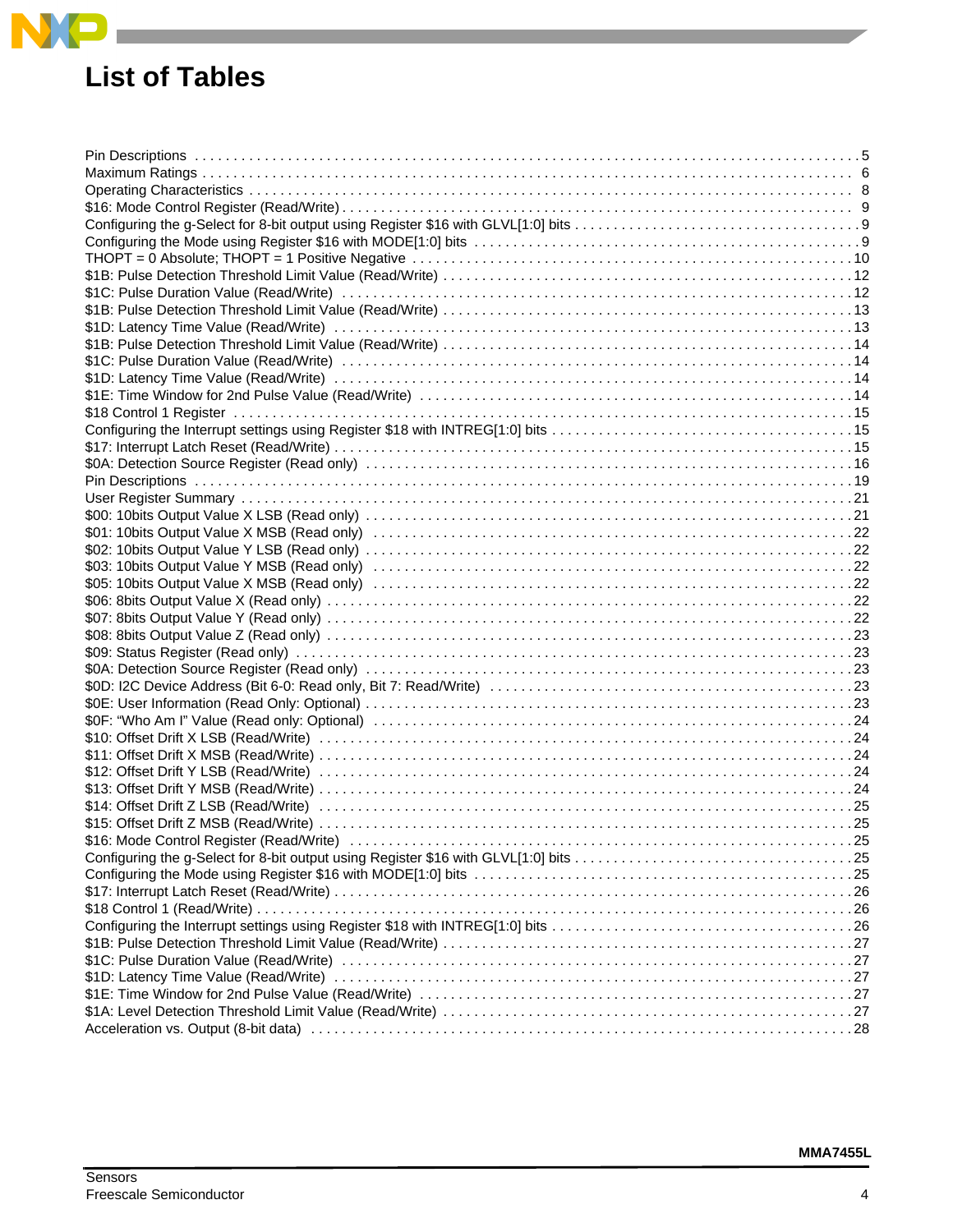# List of Tables

Pin Descriptions . . . . . . . . . . . . . . . . . . . . . . . . . . . . . . . . . . . . . . . . . . . . . . . . . . . . . . . . . . . . . . . . . . . . . . . . . . . . . 5
Maximum Ratings . . . . . . . . . . . . . . . . . . . . . . . . . . . . . . . . . . . . . . . . . . . . . . . . . . . . . . . . . . . . . . . . . . . . . . . . . . . . . 6
Operating Characteristics . . . . . . . . . . . . . . . . . . . . . . . . . . . . . . . . . . . . . . . . . . . . . . . . . . . . . . . . . . . . . . . . . . . . . 8
$16: Mode Control Register (Read/Write) . . . . . . . . . . . . . . . . . . . . . . . . . . . . . . . . . . . . . . . . . . . . . . . . . . . . . . . . . . 9
Configuring the g-Select for 8-bit output using Register $16 with GLVL[1:0] bits . . . . . . . . . . . . . . . . . . . . . . . . . . . . . . . . . . 9
Configuring the Mode using Register $16 with MODE[1:0] bits . . . . . . . . . . . . . . . . . . . . . . . . . . . . . . . . . . . . . . . . . . . . . 9
THOPT = 0 Absolute; THOPT = 1 Positive Negative . . . . . . . . . . . . . . . . . . . . . . . . . . . . . . . . . . . . . . . . . . . . . . . . . . . 10
$1B: Pulse Detection Threshold Limit Value (Read/Write) . . . . . . . . . . . . . . . . . . . . . . . . . . . . . . . . . . . . . . . . . . . . . . . . 12
$1C: Pulse Duration Value (Read/Write) . . . . . . . . . . . . . . . . . . . . . . . . . . . . . . . . . . . . . . . . . . . . . . . . . . . . . . . . . . . 12
$1B: Pulse Detection Threshold Limit Value (Read/Write) . . . . . . . . . . . . . . . . . . . . . . . . . . . . . . . . . . . . . . . . . . . . . . . . 13
$1D: Latency Time Value (Read/Write) . . . . . . . . . . . . . . . . . . . . . . . . . . . . . . . . . . . . . . . . . . . . . . . . . . . . . . . . . . . . 13
$1B: Pulse Detection Threshold Limit Value (Read/Write) . . . . . . . . . . . . . . . . . . . . . . . . . . . . . . . . . . . . . . . . . . . . . . . . 14
$1C: Pulse Duration Value (Read/Write) . . . . . . . . . . . . . . . . . . . . . . . . . . . . . . . . . . . . . . . . . . . . . . . . . . . . . . . . . . . 14
$1D: Latency Time Value (Read/Write) . . . . . . . . . . . . . . . . . . . . . . . . . . . . . . . . . . . . . . . . . . . . . . . . . . . . . . . . . . . . 14
$1E: Time Window for 2nd Pulse Value (Read/Write) . . . . . . . . . . . . . . . . . . . . . . . . . . . . . . . . . . . . . . . . . . . . . . . . . . 14
$18 Control 1 Register . . . . . . . . . . . . . . . . . . . . . . . . . . . . . . . . . . . . . . . . . . . . . . . . . . . . . . . . . . . . . . . . . . . . . . . 15
Configuring the Interrupt settings using Register $18 with INTREG[1:0] bits . . . . . . . . . . . . . . . . . . . . . . . . . . . . . . . . . . . . 15
$17: Interrupt Latch Reset (Read/Write) . . . . . . . . . . . . . . . . . . . . . . . . . . . . . . . . . . . . . . . . . . . . . . . . . . . . . . . . . . . . 15
$0A: Detection Source Register (Read only) . . . . . . . . . . . . . . . . . . . . . . . . . . . . . . . . . . . . . . . . . . . . . . . . . . . . . . . . . 16
Pin Descriptions . . . . . . . . . . . . . . . . . . . . . . . . . . . . . . . . . . . . . . . . . . . . . . . . . . . . . . . . . . . . . . . . . . . . . . . . . . . . 19
User Register Summary . . . . . . . . . . . . . . . . . . . . . . . . . . . . . . . . . . . . . . . . . . . . . . . . . . . . . . . . . . . . . . . . . . . . . . . 21
$00: 10bits Output Value X LSB (Read only) . . . . . . . . . . . . . . . . . . . . . . . . . . . . . . . . . . . . . . . . . . . . . . . . . . . . . . . . . 21
$01: 10bits Output Value X MSB (Read only) . . . . . . . . . . . . . . . . . . . . . . . . . . . . . . . . . . . . . . . . . . . . . . . . . . . . . . . . . 22
$02: 10bits Output Value Y LSB (Read only) . . . . . . . . . . . . . . . . . . . . . . . . . . . . . . . . . . . . . . . . . . . . . . . . . . . . . . . . . 22
$03: 10bits Output Value Y MSB (Read only) . . . . . . . . . . . . . . . . . . . . . . . . . . . . . . . . . . . . . . . . . . . . . . . . . . . . . . . . . 22
$05: 10bits Output Value X MSB (Read only) . . . . . . . . . . . . . . . . . . . . . . . . . . . . . . . . . . . . . . . . . . . . . . . . . . . . . . . . . 22
$06: 8bits Output Value X (Read only) . . . . . . . . . . . . . . . . . . . . . . . . . . . . . . . . . . . . . . . . . . . . . . . . . . . . . . . . . . . . . 22
$07: 8bits Output Value Y (Read only) . . . . . . . . . . . . . . . . . . . . . . . . . . . . . . . . . . . . . . . . . . . . . . . . . . . . . . . . . . . . . 22
$08: 8bits Output Value Z (Read only) . . . . . . . . . . . . . . . . . . . . . . . . . . . . . . . . . . . . . . . . . . . . . . . . . . . . . . . . . . . . . 23
$09: Status Register (Read only) . . . . . . . . . . . . . . . . . . . . . . . . . . . . . . . . . . . . . . . . . . . . . . . . . . . . . . . . . . . . . . . . 23
$0A: Detection Source Register (Read only) . . . . . . . . . . . . . . . . . . . . . . . . . . . . . . . . . . . . . . . . . . . . . . . . . . . . . . . . . 23
$0D: I2C Device Address (Bit 6-0: Read only, Bit 7: Read/Write) . . . . . . . . . . . . . . . . . . . . . . . . . . . . . . . . . . . . . . . . . . . 23
$0E: User Information (Read Only: Optional) . . . . . . . . . . . . . . . . . . . . . . . . . . . . . . . . . . . . . . . . . . . . . . . . . . . . . . . . 23
$0F: "Who Am I" Value (Read only: Optional) . . . . . . . . . . . . . . . . . . . . . . . . . . . . . . . . . . . . . . . . . . . . . . . . . . . . . . . . 24
$10: Offset Drift X LSB (Read/Write) . . . . . . . . . . . . . . . . . . . . . . . . . . . . . . . . . . . . . . . . . . . . . . . . . . . . . . . . . . . . . . 24
$11: Offset Drift X MSB (Read/Write) . . . . . . . . . . . . . . . . . . . . . . . . . . . . . . . . . . . . . . . . . . . . . . . . . . . . . . . . . . . . . . 24
$12: Offset Drift Y LSB (Read/Write) . . . . . . . . . . . . . . . . . . . . . . . . . . . . . . . . . . . . . . . . . . . . . . . . . . . . . . . . . . . . . . 24
$13: Offset Drift Y MSB (Read/Write) . . . . . . . . . . . . . . . . . . . . . . . . . . . . . . . . . . . . . . . . . . . . . . . . . . . . . . . . . . . . . . 24
$14: Offset Drift Z LSB (Read/Write) . . . . . . . . . . . . . . . . . . . . . . . . . . . . . . . . . . . . . . . . . . . . . . . . . . . . . . . . . . . . . . 25
$15: Offset Drift Z MSB (Read/Write) . . . . . . . . . . . . . . . . . . . . . . . . . . . . . . . . . . . . . . . . . . . . . . . . . . . . . . . . . . . . . . 25
$16: Mode Control Register (Read/Write) . . . . . . . . . . . . . . . . . . . . . . . . . . . . . . . . . . . . . . . . . . . . . . . . . . . . . . . . . . 25
Configuring the g-Select for 8-bit output using Register $16 with GLVL[1:0] bits . . . . . . . . . . . . . . . . . . . . . . . . . . . . . . . . . 25
Configuring the Mode using Register $16 with MODE[1:0] bits . . . . . . . . . . . . . . . . . . . . . . . . . . . . . . . . . . . . . . . . . . . . 25
$17: Interrupt Latch Reset (Read/Write) . . . . . . . . . . . . . . . . . . . . . . . . . . . . . . . . . . . . . . . . . . . . . . . . . . . . . . . . . . . . 26
$18 Control 1 (Read/Write) . . . . . . . . . . . . . . . . . . . . . . . . . . . . . . . . . . . . . . . . . . . . . . . . . . . . . . . . . . . . . . . . . . . . . 26
Configuring the Interrupt settings using Register $18 with INTREG[1:0] bits . . . . . . . . . . . . . . . . . . . . . . . . . . . . . . . . . . . . 26
$1B: Pulse Detection Threshold Limit Value (Read/Write) . . . . . . . . . . . . . . . . . . . . . . . . . . . . . . . . . . . . . . . . . . . . . . . . 27
$1C: Pulse Duration Value (Read/Write) . . . . . . . . . . . . . . . . . . . . . . . . . . . . . . . . . . . . . . . . . . . . . . . . . . . . . . . . . . . 27
$1D: Latency Time Value (Read/Write) . . . . . . . . . . . . . . . . . . . . . . . . . . . . . . . . . . . . . . . . . . . . . . . . . . . . . . . . . . . . 27
$1E: Time Window for 2nd Pulse Value (Read/Write) . . . . . . . . . . . . . . . . . . . . . . . . . . . . . . . . . . . . . . . . . . . . . . . . . . 27
$1A: Level Detection Threshold Limit Value (Read/Write) . . . . . . . . . . . . . . . . . . . . . . . . . . . . . . . . . . . . . . . . . . . . . . . . 27
Acceleration vs. Output (8-bit data) . . . . . . . . . . . . . . . . . . . . . . . . . . . . . . . . . . . . . . . . . . . . . . . . . . . . . . . . . . . . . . 28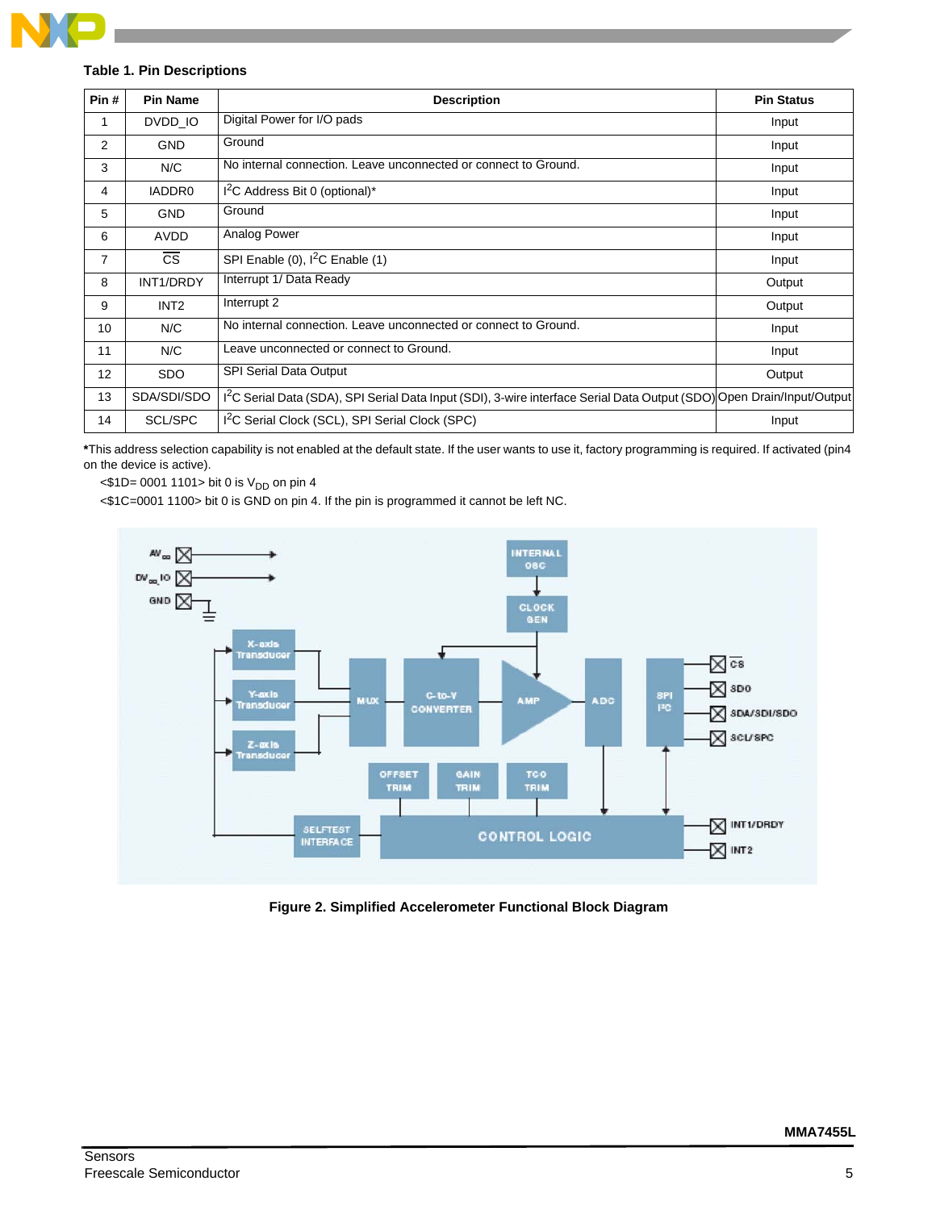**Table 1. Pin Descriptions**

| Pin # | Pin Name | Description | Pin Status |
|---|---|---|---|
| 1 | DVDD_IO | Digital Power for I/O pads | Input |
| 2 | GND | Ground | Input |
| 3 | N/C | No internal connection. Leave unconnected or connect to Ground. | Input |
| 4 | IADDR0 | $I^2C$ Address Bit 0 (optional)* | Input |
| 5 | GND | Ground | Input |
| 6 | AVDD | Analog Power | Input |
| 7 | $\overline{CS}$ | SPI Enable (0), $I^2C$ Enable (1) | Input |
| 8 | INT1/DRDY | Interrupt 1/ Data Ready | Output |
| 9 | INT2 | Interrupt 2 | Output |
| 10 | N/C | No internal connection. Leave unconnected or connect to Ground. | Input |
| 11 | N/C | Leave unconnected or connect to Ground. | Input |
| 12 | SDO | SPI Serial Data Output | Output |
| 13 | SDA/SDI/SDO | $I^2C$ Serial Data (SDA), SPI Serial Data Input (SDI), 3-wire interface Serial Data Output (SDO) | Open Drain/Input/Output |
| 14 | SCL/SPC | $I^2C$ Serial Clock (SCL), SPI Serial Clock (SPC) | Input |

***This address selection capability is not enabled at the default state. If the user wants to use it, factory programming is required. If activated (pin4 on the device is active).

<\$1D= 0001 1101> bit 0 is $V_{DD}$ on pin 4

<\$1C=0001 1100> bit 0 is GND on pin 4. If the pin is programmed it cannot be left NC.

**Figure 2. Simplified Accelerometer Functional Block Diagram**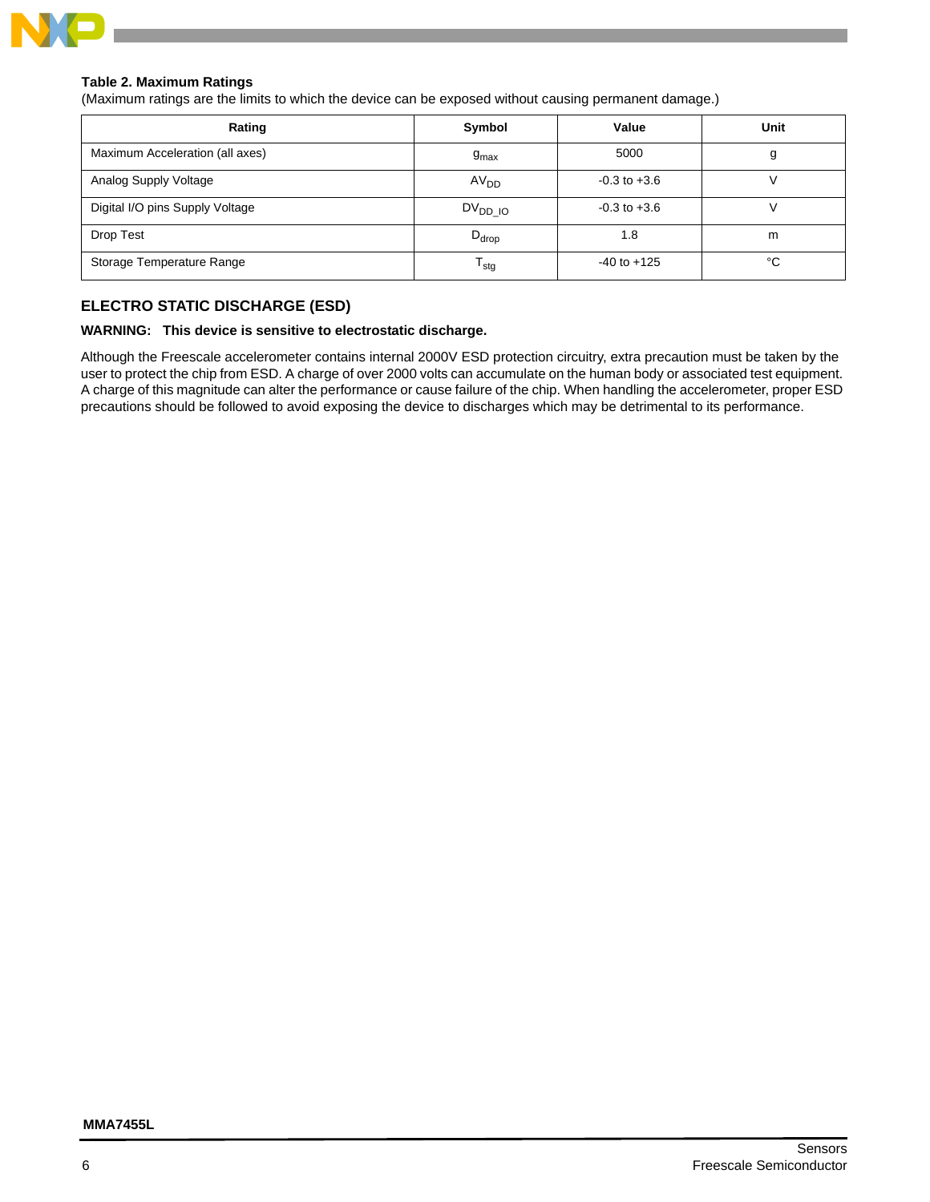**Table 2. Maximum Ratings**

(Maximum ratings are the limits to which the device can be exposed without causing permanent damage.)

| Rating | Symbol | Value | Unit |
|---|---|---|---|
| Maximum Acceleration (all axes) | $g_{max}$ | 5000 | g |
| Analog Supply Voltage | $AV_{DD}$ | -0.3 to +3.6 | V |
| Digital I/O pins Supply Voltage | $DV_{DD\_IO}$ | -0.3 to +3.6 | V |
| Drop Test | $D_{drop}$ | 1.8 | m |
| Storage Temperature Range | $T_{stg}$ | -40 to +125 | °C |

## ELECTRO STATIC DISCHARGE (ESD)

**WARNING: This device is sensitive to electrostatic discharge.**

Although the Freescale accelerometer contains internal 2000V ESD protection circuitry, extra precaution must be taken by the user to protect the chip from ESD. A charge of over 2000 volts can accumulate on the human body or associated test equipment. A charge of this magnitude can alter the performance or cause failure of the chip. When handling the accelerometer, proper ESD precautions should be followed to avoid exposing the device to discharges which may be detrimental to its performance.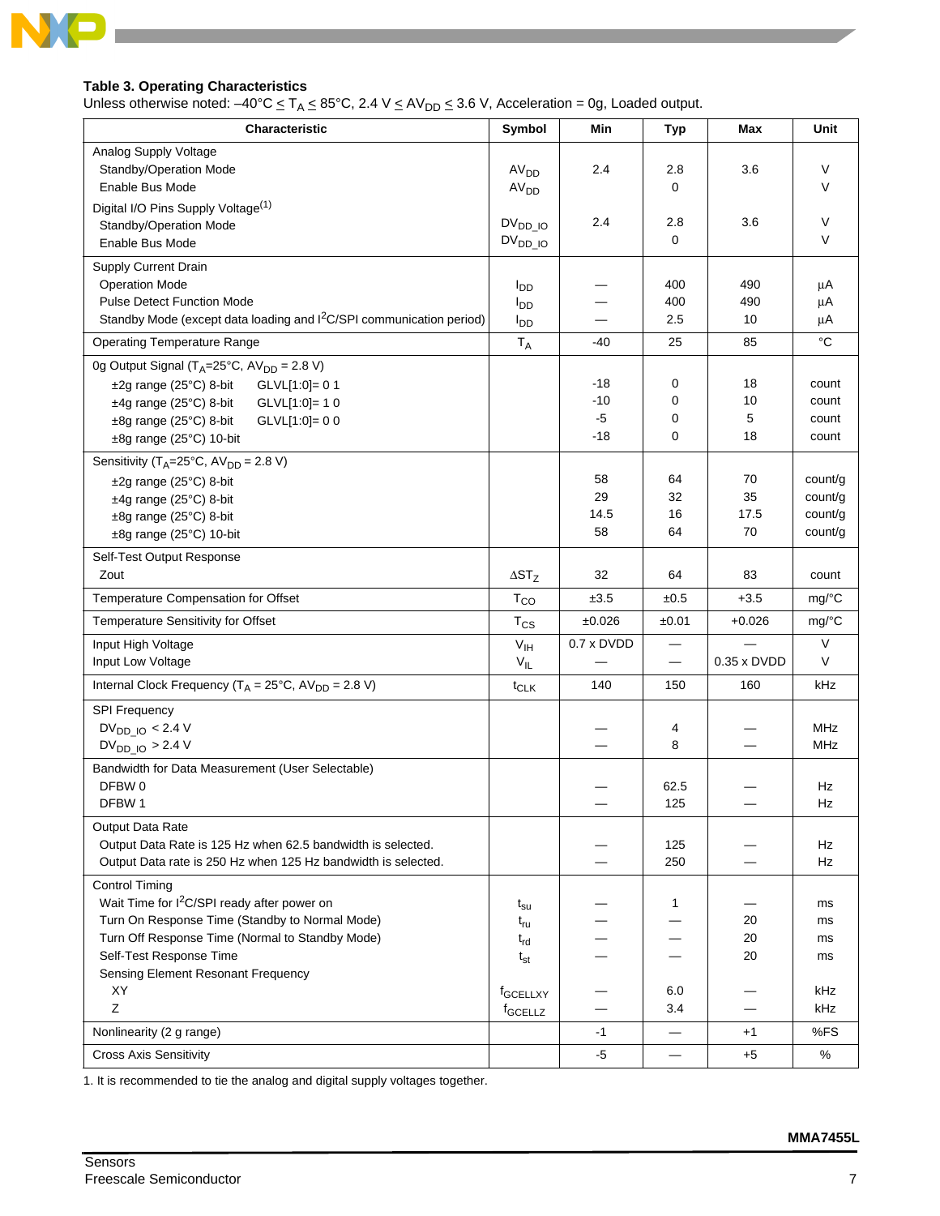**Table 3. Operating Characteristics**

Unless otherwise noted: –40°C ≤ $T_A$ ≤ 85°C, 2.4 V ≤ $AV_{DD}$ ≤ 3.6 V, Acceleration = 0g, Loaded output.

| Characteristic | Symbol | Min | Typ | Max | Unit |
|---|---|---|---|---|---|
| Analog Supply Voltage | | | | | |
| Standby/Operation Mode | $AV_{DD}$ | 2.4 | 2.8 | 3.6 | V |
| Enable Bus Mode | $AV_{DD}$ | | 0 | | V |
| Digital I/O Pins Supply Voltage[1] | | | | | |
| Standby/Operation Mode | $DV_{DD\_IO}$ | 2.4 | 2.8 | 3.6 | V |
| Enable Bus Mode | $DV_{DD\_IO}$ | | 0 | | V |
| Supply Current Drain | | | | | |
| Operation Mode | $I_{DD}$ | — | 400 | 490 | µA |
| Pulse Detect Function Mode | $I_{DD}$ | — | 400 | 490 | µA |
| Standby Mode (except data loading and $I^2C$/SPI communication period) | $I_{DD}$ | — | 2.5 | 10 | µA |
| Operating Temperature Range | $T_A$ | -40 | 25 | 85 | °C |
| 0g Output Signal ($T_A$=25°C, $AV_{DD}$ = 2.8 V) | | | | | |
| ±2g range (25°C) 8-bit GLVL[1:0]= 0 1 | | -18 | 0 | 18 | count |
| ±4g range (25°C) 8-bit GLVL[1:0]= 1 0 | | -10 | 0 | 10 | count |
| ±8g range (25°C) 8-bit GLVL[1:0]= 0 0 | | -5 | 0 | 5 | count |
| ±8g range (25°C) 10-bit | | -18 | 0 | 18 | count |
| Sensitivity ($T_A$=25°C, $AV_{DD}$ = 2.8 V) | | | | | |
| ±2g range (25°C) 8-bit | | 58 | 64 | 70 | count/g |
| ±4g range (25°C) 8-bit | | 29 | 32 | 35 | count/g |
| ±8g range (25°C) 8-bit | | 14.5 | 16 | 17.5 | count/g |
| ±8g range (25°C) 10-bit | | 58 | 64 | 70 | count/g |
| Self-Test Output Response | | | | | |
| Zout | $\Delta ST_Z$ | 32 | 64 | 83 | count |
| Temperature Compensation for Offset | $T_{CO}$ | ±3.5 | ±0.5 | +3.5 | mg/°C |
| Temperature Sensitivity for Offset | $T_{CS}$ | ±0.026 | ±0.01 | +0.026 | mg/°C |
| Input High Voltage | $V_{IH}$ | 0.7 x DVDD | — | — | V |
| Input Low Voltage | $V_{IL}$ | — | — | 0.35 x DVDD | V |
| Internal Clock Frequency ($T_A$ = 25°C, $AV_{DD}$ = 2.8 V) | $t_{CLK}$ | 140 | 150 | 160 | kHz |
| SPI Frequency | | | | | |
| $DV_{DD\_IO}$ < 2.4 V | | — | 4 | — | MHz |
| $DV_{DD\_IO}$ > 2.4 V | | — | 8 | — | MHz |
| Bandwidth for Data Measurement (User Selectable) | | | | | |
| DFBW 0 | | — | 62.5 | — | Hz |
| DFBW 1 | | — | 125 | — | Hz |
| Output Data Rate | | | | | |
| Output Data Rate is 125 Hz when 62.5 bandwidth is selected. | | — | 125 | — | Hz |
| Output Data rate is 250 Hz when 125 Hz bandwidth is selected. | | — | 250 | — | Hz |
| Control Timing | | | | | |
| Wait Time for $I^2C$/SPI ready after power on | $t_{su}$ | — | 1 | — | ms |
| Turn On Response Time (Standby to Normal Mode) | $t_{ru}$ | — | — | 20 | ms |
| Turn Off Response Time (Normal to Standby Mode) | $t_{rd}$ | — | — | 20 | ms |
| Self-Test Response Time | $t_{st}$ | — | — | 20 | ms |
| Sensing Element Resonant Frequency | | | | | |
| XY | $f_{GCELLXY}$ | — | 6.0 | — | kHz |
| Z | $f_{GCELLZ}$ | — | 3.4 | — | kHz |
| Nonlinearity (2 g range) | | -1 | — | +1 | %FS |
| Cross Axis Sensitivity | | -5 | — | +5 | % |

1. It is recommended to tie the analog and digital supply voltages together.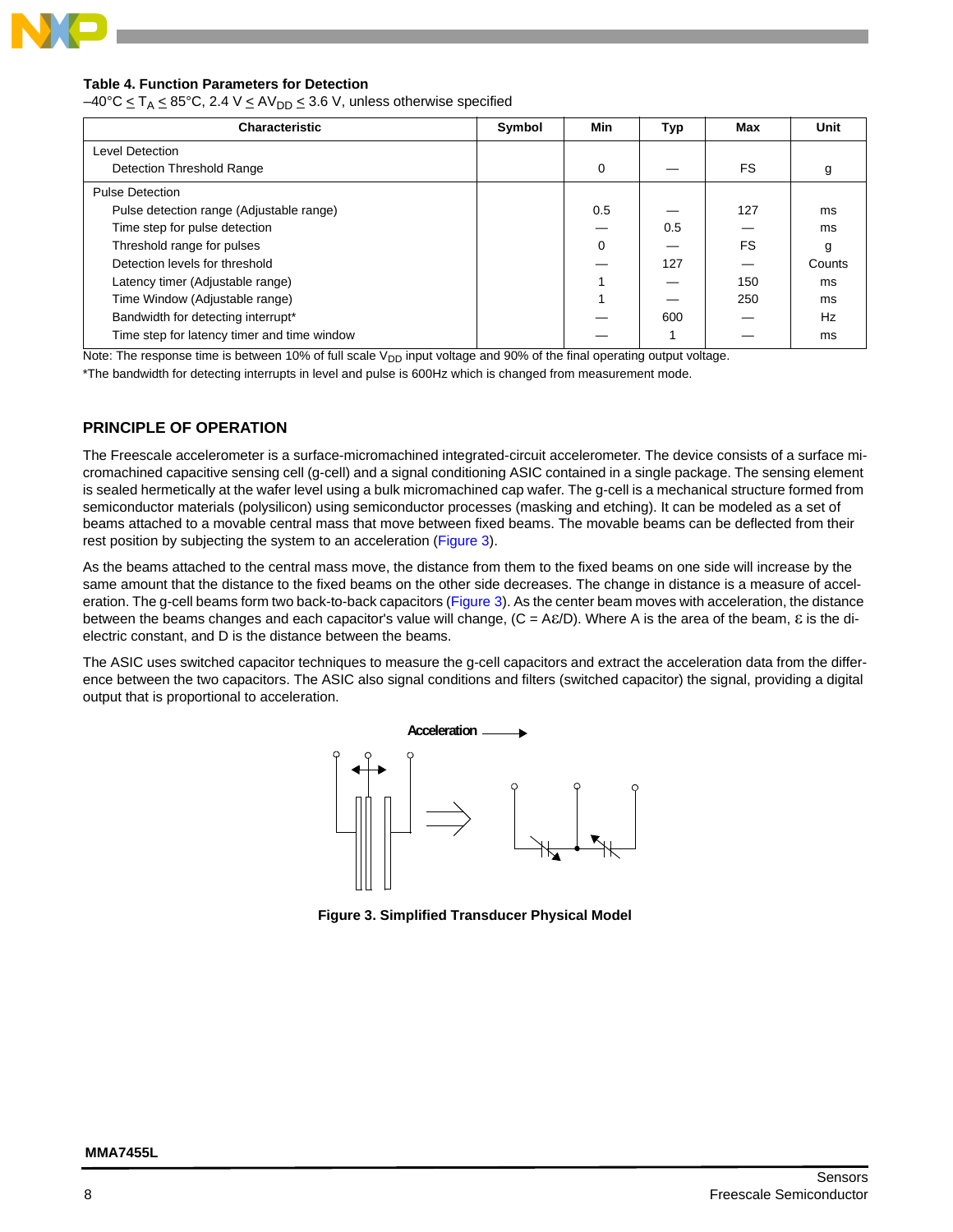**Table 4. Function Parameters for Detection**

–40°C ≤ $T_A$ ≤ 85°C, 2.4 V ≤ $AV_{DD}$ ≤ 3.6 V, unless otherwise specified

| Characteristic | Symbol | Min | Typ | Max | Unit |
|---|---|---|---|---|---|
| Level Detection | | | | | |
| Detection Threshold Range | | 0 | — | FS | g |
| Pulse Detection | | | | | |
| Pulse detection range (Adjustable range) | | 0.5 | — | 127 | ms |
| Time step for pulse detection | | — | 0.5 | — | ms |
| Threshold range for pulses | | 0 | — | FS | g |
| Detection levels for threshold | | — | 127 | — | Counts |
| Latency timer (Adjustable range) | | 1 | — | 150 | ms |
| Time Window (Adjustable range) | | 1 | — | 250 | ms |
| Bandwidth for detecting interrupt* | | — | 600 | — | Hz |
| Time step for latency timer and time window | | — | 1 | — | ms |

Note: The response time is between 10% of full scale $V_{DD}$ input voltage and 90% of the final operating output voltage.

*The bandwidth for detecting interrupts in level and pulse is 600Hz which is changed from measurement mode.

## PRINCIPLE OF OPERATION

The Freescale accelerometer is a surface-micromachined integrated-circuit accelerometer. The device consists of a surface micromachined capacitive sensing cell (g-cell) and a signal conditioning ASIC contained in a single package. The sensing element is sealed hermetically at the wafer level using a bulk micromachined cap wafer. The g-cell is a mechanical structure formed from semiconductor materials (polysilicon) using semiconductor processes (masking and etching). It can be modeled as a set of beams attached to a movable central mass that move between fixed beams. The movable beams can be deflected from their rest position by subjecting the system to an acceleration (Figure 3).

As the beams attached to the central mass move, the distance from them to the fixed beams on one side will increase by the same amount that the distance to the fixed beams on the other side decreases. The change in distance is a measure of acceleration. The g-cell beams form two back-to-back capacitors (Figure 3). As the center beam moves with acceleration, the distance between the beams changes and each capacitor's value will change, ($C = A\varepsilon/D$). Where A is the area of the beam, $\varepsilon$ is the dielectric constant, and D is the distance between the beams.

The ASIC uses switched capacitor techniques to measure the g-cell capacitors and extract the acceleration data from the difference between the two capacitors. The ASIC also signal conditions and filters (switched capacitor) the signal, providing a digital output that is proportional to acceleration.

Acceleration

**Figure 3. Simplified Transducer Physical Model**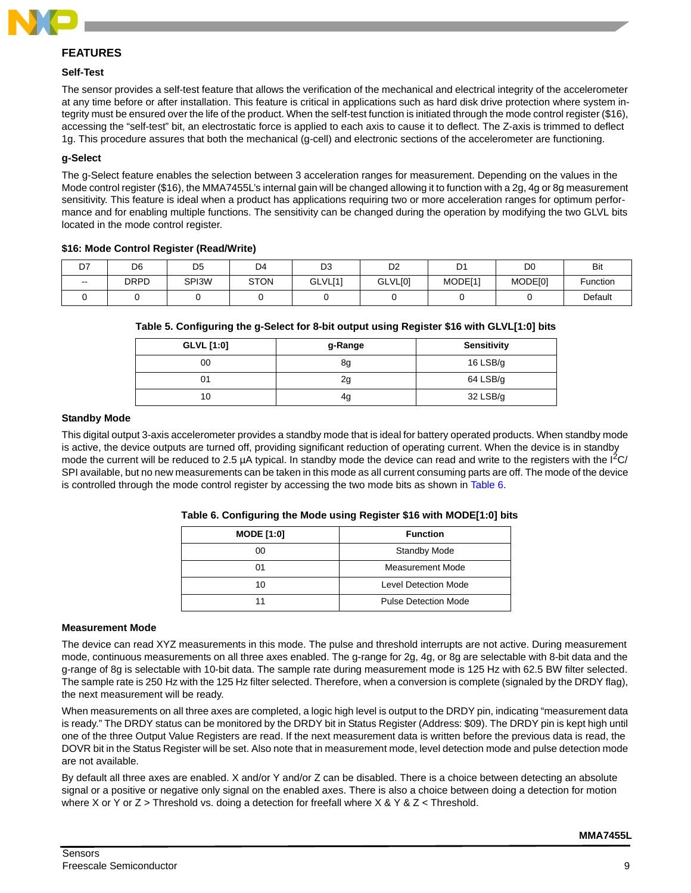## FEATURES

### Self-Test

The sensor provides a self-test feature that allows the verification of the mechanical and electrical integrity of the accelerometer at any time before or after installation. This feature is critical in applications such as hard disk drive protection where system integrity must be ensured over the life of the product. When the self-test function is initiated through the mode control register ($16), accessing the "self-test" bit, an electrostatic force is applied to each axis to cause it to deflect. The Z-axis is trimmed to deflect 1g. This procedure assures that both the mechanical (g-cell) and electronic sections of the accelerometer are functioning.

### g-Select

The g-Select feature enables the selection between 3 acceleration ranges for measurement. Depending on the values in the Mode control register ($16), the MMA7455L's internal gain will be changed allowing it to function with a 2g, 4g or 8g measurement sensitivity. This feature is ideal when a product has applications requiring two or more acceleration ranges for optimum performance and for enabling multiple functions. The sensitivity can be changed during the operation by modifying the two GLVL bits located in the mode control register.

**$16: Mode Control Register (Read/Write)**

| D7 | D6 | D5 | D4 | D3 | D2 | D1 | D0 | Bit |
|---|---|---|---|---|---|---|---|---|
| -- | DRPD | SPI3W | STON | GLVL[1] | GLVL[0] | MODE[1] | MODE[0] | Function |
| 0 | 0 | 0 | 0 | 0 | 0 | 0 | 0 | Default |

**Table 5. Configuring the g-Select for 8-bit output using Register $16 with GLVL[1:0] bits**

| GLVL [1:0] | g-Range | Sensitivity |
|---|---|---|
| 00 | 8g | 16 LSB/g |
| 01 | 2g | 64 LSB/g |
| 10 | 4g | 32 LSB/g |

### Standby Mode

This digital output 3-axis accelerometer provides a standby mode that is ideal for battery operated products. When standby mode is active, the device outputs are turned off, providing significant reduction of operating current. When the device is in standby mode the current will be reduced to 2.5 µA typical. In standby mode the device can read and write to the registers with the $I^2C$/SPI available, but no new measurements can be taken in this mode as all current consuming parts are off. The mode of the device is controlled through the mode control register by accessing the two mode bits as shown in Table 6.

**Table 6. Configuring the Mode using Register $16 with MODE[1:0] bits**

| MODE [1:0] | Function |
|---|---|
| 00 | Standby Mode |
| 01 | Measurement Mode |
| 10 | Level Detection Mode |
| 11 | Pulse Detection Mode |

### Measurement Mode

The device can read XYZ measurements in this mode. The pulse and threshold interrupts are not active. During measurement mode, continuous measurements on all three axes enabled. The g-range for 2g, 4g, or 8g are selectable with 8-bit data and the g-range of 8g is selectable with 10-bit data. The sample rate during measurement mode is 125 Hz with 62.5 BW filter selected. The sample rate is 250 Hz with the 125 Hz filter selected. Therefore, when a conversion is complete (signaled by the DRDY flag), the next measurement will be ready.

When measurements on all three axes are completed, a logic high level is output to the DRDY pin, indicating "measurement data is ready." The DRDY status can be monitored by the DRDY bit in Status Register (Address: $09). The DRDY pin is kept high until one of the three Output Value Registers are read. If the next measurement data is written before the previous data is read, the DOVR bit in the Status Register will be set. Also note that in measurement mode, level detection mode and pulse detection mode are not available.

By default all three axes are enabled. X and/or Y and/or Z can be disabled. There is a choice between detecting an absolute signal or a positive or negative only signal on the enabled axes. There is also a choice between doing a detection for motion where X or Y or Z > Threshold vs. doing a detection for freefall where X & Y & Z < Threshold.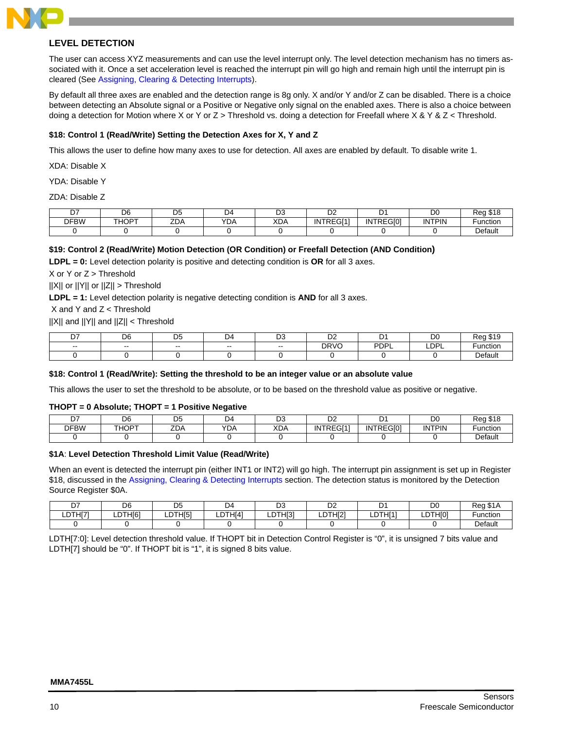## LEVEL DETECTION

The user can access XYZ measurements and can use the level interrupt only. The level detection mechanism has no timers associated with it. Once a set acceleration level is reached the interrupt pin will go high and remain high until the interrupt pin is cleared (See Assigning, Clearing & Detecting Interrupts).

By default all three axes are enabled and the detection range is 8g only. X and/or Y and/or Z can be disabled. There is a choice between detecting an Absolute signal or a Positive or Negative only signal on the enabled axes. There is also a choice between doing a detection for Motion where X or Y or Z > Threshold vs. doing a detection for Freefall where X & Y & Z < Threshold.

### $18: Control 1 (Read/Write) Setting the Detection Axes for X, Y and Z

This allows the user to define how many axes to use for detection. All axes are enabled by default. To disable write 1.

XDA: Disable X

YDA: Disable Y

ZDA: Disable Z

| D7 | D6 | D5 | D4 | D3 | D2 | D1 | D0 | Reg $18 |
|---|---|---|---|---|---|---|---|---|
| DFBW | THOPT | ZDA | YDA | XDA | INTREG[1] | INTREG[0] | INTPIN | Function |
| 0 | 0 | 0 | 0 | 0 | 0 | 0 | 0 | Default |

### $19: Control 2 (Read/Write) Motion Detection (OR Condition) or Freefall Detection (AND Condition)

**LDPL = 0:** Level detection polarity is positive and detecting condition is **OR** for all 3 axes.

X or Y or Z > Threshold

||X|| or ||Y|| or ||Z|| > Threshold

**LDPL = 1:** Level detection polarity is negative detecting condition is **AND** for all 3 axes.

X and Y and Z < Threshold

||X|| and ||Y|| and ||Z|| < Threshold

| D7 | D6 | D5 | D4 | D3 | D2 | D1 | D0 | Reg $19 |
|---|---|---|---|---|---|---|---|---|
| -- | -- | -- | -- | -- | DRVO | PDPL | LDPL | Function |
| 0 | 0 | 0 | 0 | 0 | 0 | 0 | 0 | Default |

### $18: Control 1 (Read/Write): Setting the threshold to be an integer value or an absolute value

This allows the user to set the threshold to be absolute, or to be based on the threshold value as positive or negative.

**THOPT = 0 Absolute; THOPT = 1 Positive Negative**

| D7 | D6 | D5 | D4 | D3 | D2 | D1 | D0 | Reg $18 |
|---|---|---|---|---|---|---|---|---|
| DFBW | THOPT | ZDA | YDA | XDA | INTREG[1] | INTREG[0] | INTPIN | Function |
| 0 | 0 | 0 | 0 | 0 | 0 | 0 | 0 | Default |

### $1A: Level Detection Threshold Limit Value (Read/Write)

When an event is detected the interrupt pin (either INT1 or INT2) will go high. The interrupt pin assignment is set up in Register $18, discussed in the Assigning, Clearing & Detecting Interrupts section. The detection status is monitored by the Detection Source Register $0A.

| D7 | D6 | D5 | D4 | D3 | D2 | D1 | D0 | Reg $1A |
|---|---|---|---|---|---|---|---|---|
| LDTH[7] | LDTH[6] | LDTH[5] | LDTH[4] | LDTH[3] | LDTH[2] | LDTH[1] | LDTH[0] | Function |
| 0 | 0 | 0 | 0 | 0 | 0 | 0 | 0 | Default |

LDTH[7:0]: Level detection threshold value. If THOPT bit in Detection Control Register is “0”, it is unsigned 7 bits value and LDTH[7] should be “0”. If THOPT bit is “1”, it is signed 8 bits value.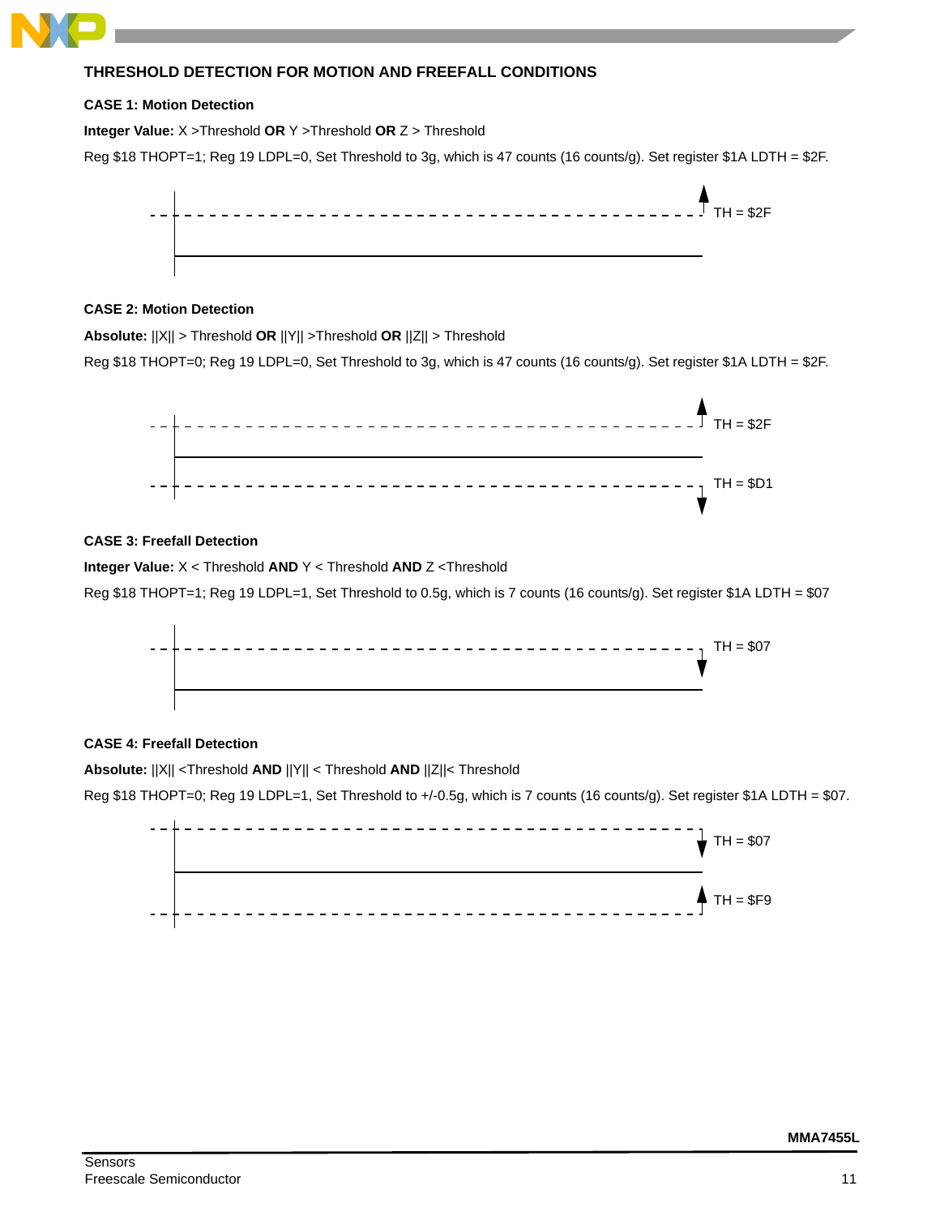## THRESHOLD DETECTION FOR MOTION AND FREEFALL CONDITIONS

### CASE 1: Motion Detection

**Integer Value:** X >Threshold **OR** Y >Threshold **OR** Z > Threshold

Reg $18 THOPT=1; Reg 19 LDPL=0, Set Threshold to 3g, which is 47 counts (16 counts/g). Set register $1A LDTH = $2F.

TH = $2F

### CASE 2: Motion Detection

**Absolute:** ||X|| > Threshold **OR** ||Y|| >Threshold **OR** ||Z|| > Threshold

Reg $18 THOPT=0; Reg 19 LDPL=0, Set Threshold to 3g, which is 47 counts (16 counts/g). Set register $1A LDTH = $2F.

TH = $2F

TH = $D1

### CASE 3: Freefall Detection

**Integer Value:** X < Threshold **AND** Y < Threshold **AND** Z <Threshold

Reg $18 THOPT=1; Reg 19 LDPL=1, Set Threshold to 0.5g, which is 7 counts (16 counts/g). Set register $1A LDTH = $07

TH = $07

### CASE 4: Freefall Detection

**Absolute:** ||X|| <Threshold **AND** ||Y|| < Threshold **AND** ||Z||< Threshold

Reg $18 THOPT=0; Reg 19 LDPL=1, Set Threshold to +/-0.5g, which is 7 counts (16 counts/g). Set register $1A LDTH = $07.

TH = $07

TH = $F9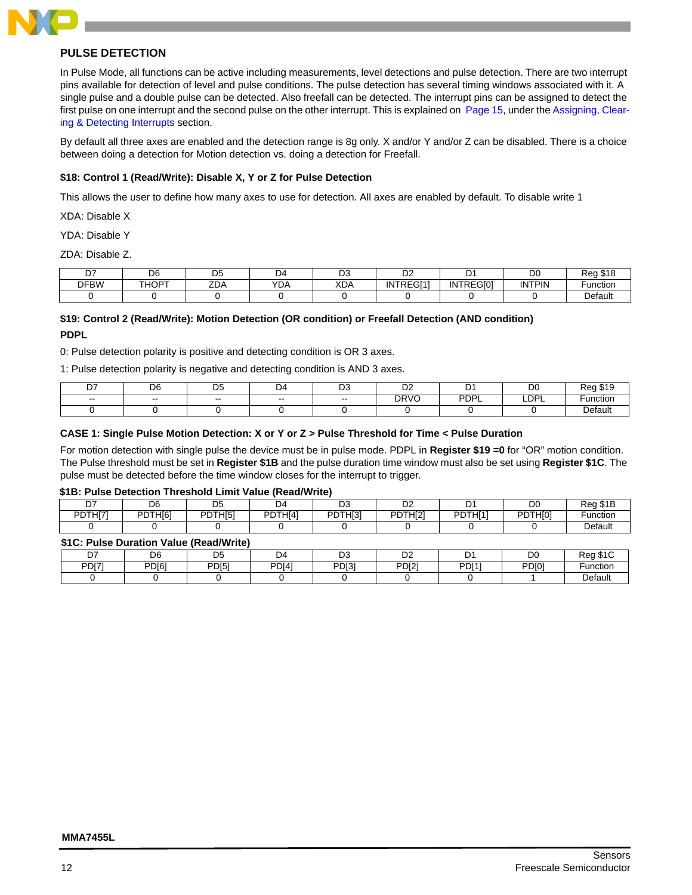## PULSE DETECTION

In Pulse Mode, all functions can be active including measurements, level detections and pulse detection. There are two interrupt pins available for detection of level and pulse conditions. The pulse detection has several timing windows associated with it. A single pulse and a double pulse can be detected. Also freefall can be detected. The interrupt pins can be assigned to detect the first pulse on one interrupt and the second pulse on the other interrupt. This is explained on Page 15, under the Assigning, Clearing & Detecting Interrupts section.

By default all three axes are enabled and the detection range is 8g only. X and/or Y and/or Z can be disabled. There is a choice between doing a detection for Motion detection vs. doing a detection for Freefall.

### $18: Control 1 (Read/Write): Disable X, Y or Z for Pulse Detection

This allows the user to define how many axes to use for detection. All axes are enabled by default. To disable write 1

XDA: Disable X

YDA: Disable Y

ZDA: Disable Z.

| D7 | D6 | D5 | D4 | D3 | D2 | D1 | D0 | Reg $18 |
|---|---|---|---|---|---|---|---|---|
| DFBW | THOPT | ZDA | YDA | XDA | INTREG[1] | INTREG[0] | INTPIN | Function |
| 0 | 0 | 0 | 0 | 0 | 0 | 0 | 0 | Default |

### $19: Control 2 (Read/Write): Motion Detection (OR condition) or Freefall Detection (AND condition)

**PDPL**

0: Pulse detection polarity is positive and detecting condition is OR 3 axes.

1: Pulse detection polarity is negative and detecting condition is AND 3 axes.

| D7 | D6 | D5 | D4 | D3 | D2 | D1 | D0 | Reg $19 |
|---|---|---|---|---|---|---|---|---|
| -- | -- | -- | -- | -- | DRVO | PDPL | LDPL | Function |
| 0 | 0 | 0 | 0 | 0 | 0 | 0 | 0 | Default |

### CASE 1: Single Pulse Motion Detection: X or Y or Z > Pulse Threshold for Time < Pulse Duration

For motion detection with single pulse the device must be in pulse mode. PDPL in **Register $19 =0** for "OR" motion condition. The Pulse threshold must be set in **Register $1B** and the pulse duration time window must also be set using **Register $1C**. The pulse must be detected before the time window closes for the interrupt to trigger.

**$1B: Pulse Detection Threshold Limit Value (Read/Write)**

| D7 | D6 | D5 | D4 | D3 | D2 | D1 | D0 | Reg $1B |
|---|---|---|---|---|---|---|---|---|
| PDTH[7] | PDTH[6] | PDTH[5] | PDTH[4] | PDTH[3] | PDTH[2] | PDTH[1] | PDTH[0] | Function |
| 0 | 0 | 0 | 0 | 0 | 0 | 0 | 0 | Default |

**$1C: Pulse Duration Value (Read/Write)**

| D7 | D6 | D5 | D4 | D3 | D2 | D1 | D0 | Reg $1C |
|---|---|---|---|---|---|---|---|---|
| PD[7] | PD[6] | PD[5] | PD[4] | PD[3] | PD[2] | PD[1] | PD[0] | Function |
| 0 | 0 | 0 | 0 | 0 | 0 | 0 | 1 | Default |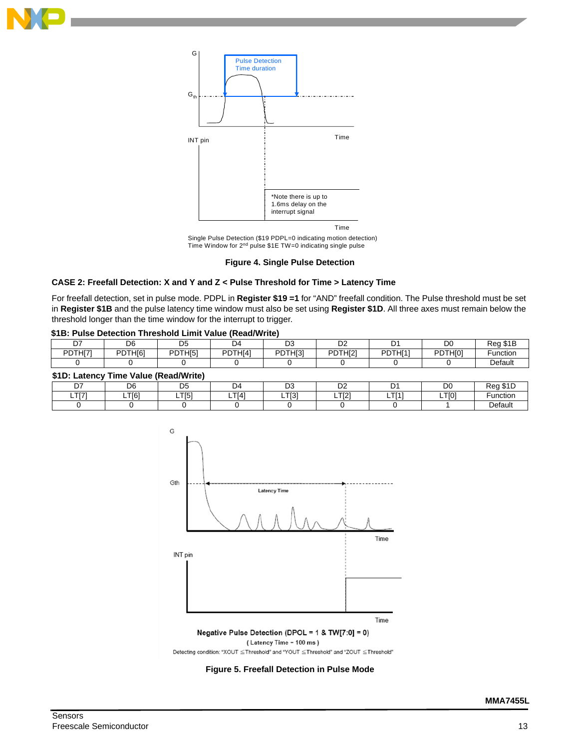Single Pulse Detection ($19 PDPL=0 indicating motion detection)
Time Window for 2nd pulse $1E TW=0 indicating single pulse

**Figure 4. Single Pulse Detection**

### CASE 2: Freefall Detection: X and Y and Z < Pulse Threshold for Time > Latency Time

For freefall detection, set in pulse mode. PDPL in **Register $19 =1** for "AND" freefall condition. The Pulse threshold must be set in **Register $1B** and the pulse latency time window must also be set using **Register $1D**. All three axes must remain below the threshold longer than the time window for the interrupt to trigger.

**$1B: Pulse Detection Threshold Limit Value (Read/Write)**

| D7 | D6 | D5 | D4 | D3 | D2 | D1 | D0 | Reg $1B |
|---|---|---|---|---|---|---|---|---|
| PDTH[7] | PDTH[6] | PDTH[5] | PDTH[4] | PDTH[3] | PDTH[2] | PDTH[1] | PDTH[0] | Function |
| 0 | 0 | 0 | 0 | 0 | 0 | 0 | 0 | Default |

**$1D: Latency Time Value (Read/Write)**

| D7 | D6 | D5 | D4 | D3 | D2 | D1 | D0 | Reg $1D |
|---|---|---|---|---|---|---|---|---|
| LT[7] | LT[6] | LT[5] | LT[4] | LT[3] | LT[2] | LT[1] | LT[0] | Function |
| 0 | 0 | 0 | 0 | 0 | 0 | 0 | 1 | Default |

Negative Pulse Detection (DPOL = 1 & TW[7:0] = 0)
( Latency Time = 100 ms )
Detecting condition: "XOUT ≤ Threshold" and "YOUT ≤ Threshold" and "ZOUT ≤ Threshold"

**Figure 5. Freefall Detection in Pulse Mode**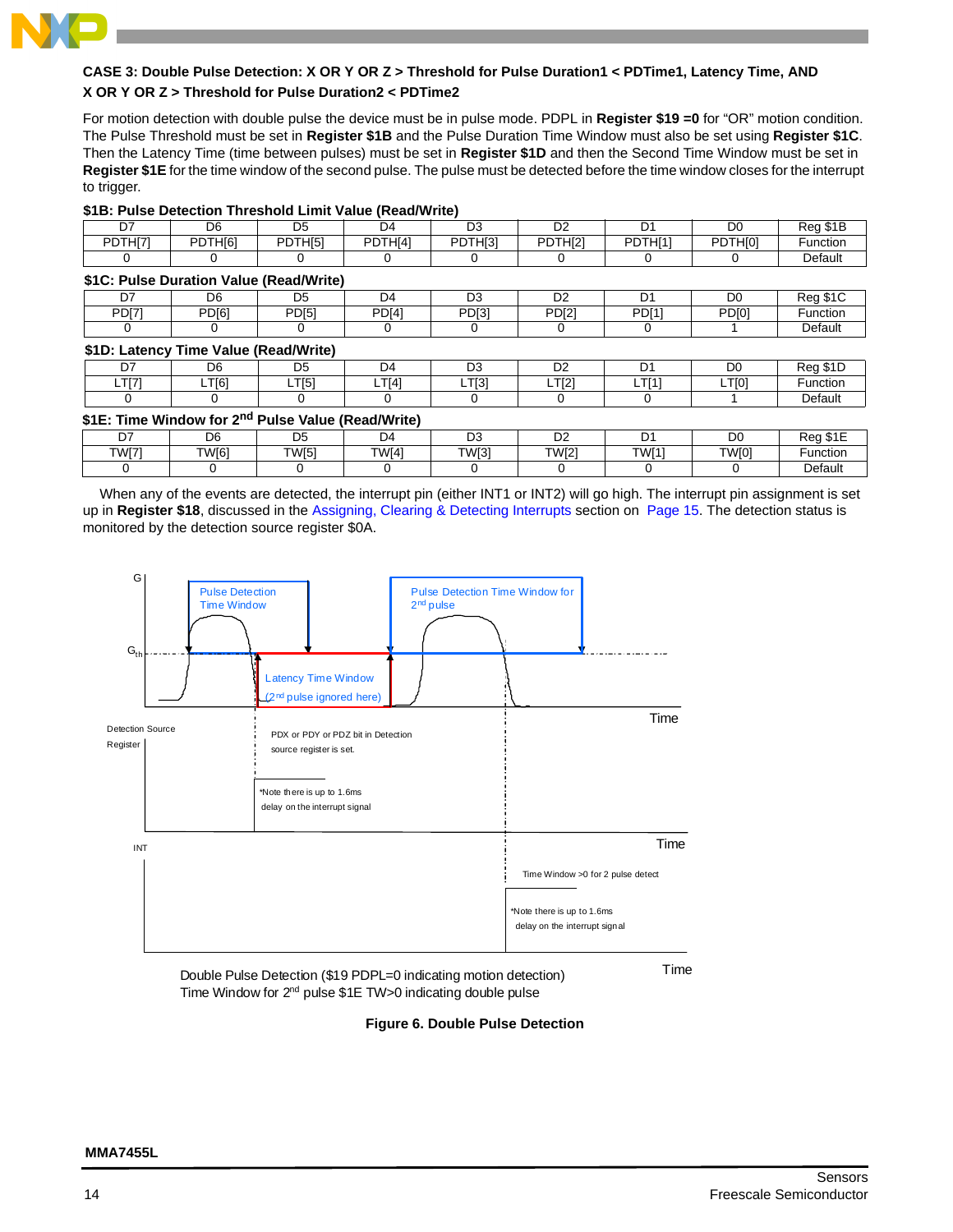**CASE 3: Double Pulse Detection: X OR Y OR Z > Threshold for Pulse Duration1 < PDTime1, Latency Time, AND X OR Y OR Z > Threshold for Pulse Duration2 < PDTime2**

For motion detection with double pulse the device must be in pulse mode. PDPL in **Register $19 =0** for "OR" motion condition. The Pulse Threshold must be set in **Register $1B** and the Pulse Duration Time Window must also be set using **Register $1C**. Then the Latency Time (time between pulses) must be set in **Register $1D** and then the Second Time Window must be set in **Register $1E** for the time window of the second pulse. The pulse must be detected before the time window closes for the interrupt to trigger.

**$1B: Pulse Detection Threshold Limit Value (Read/Write)**

| D7 | D6 | D5 | D4 | D3 | D2 | D1 | D0 | Reg $1B |
|---|---|---|---|---|---|---|---|---|
| PDTH[7] | PDTH[6] | PDTH[5] | PDTH[4] | PDTH[3] | PDTH[2] | PDTH[1] | PDTH[0] | Function |
| 0 | 0 | 0 | 0 | 0 | 0 | 0 | 0 | Default |

**$1C: Pulse Duration Value (Read/Write)**

| D7 | D6 | D5 | D4 | D3 | D2 | D1 | D0 | Reg $1C |
|---|---|---|---|---|---|---|---|---|
| PD[7] | PD[6] | PD[5] | PD[4] | PD[3] | PD[2] | PD[1] | PD[0] | Function |
| 0 | 0 | 0 | 0 | 0 | 0 | 0 | 1 | Default |

**$1D: Latency Time Value (Read/Write)**

| D7 | D6 | D5 | D4 | D3 | D2 | D1 | D0 | Reg $1D |
|---|---|---|---|---|---|---|---|---|
| LT[7] | LT[6] | LT[5] | LT[4] | LT[3] | LT[2] | LT[1] | LT[0] | Function |
| 0 | 0 | 0 | 0 | 0 | 0 | 0 | 1 | Default |

**$1E: Time Window for 2nd Pulse Value (Read/Write)**

| D7 | D6 | D5 | D4 | D3 | D2 | D1 | D0 | Reg $1E |
|---|---|---|---|---|---|---|---|---|
| TW[7] | TW[6] | TW[5] | TW[4] | TW[3] | TW[2] | TW[1] | TW[0] | Function |
| 0 | 0 | 0 | 0 | 0 | 0 | 0 | 0 | Default |

When any of the events are detected, the interrupt pin (either INT1 or INT2) will go high. The interrupt pin assignment is set up in **Register $18**, discussed in the Assigning, Clearing & Detecting Interrupts section on Page 15. The detection status is monitored by the detection source register $0A.

G

Pulse Detection Time Window

Pulse Detection Time Window for 2nd pulse

$G_{th}$

Latency Time Window (2nd pulse ignored here)

Time

Detection Source Register

PDX or PDY or PDZ bit in Detection source register is set.

*Note there is up to 1.6ms delay on the interrupt signal

Time

INT

Time Window >0 for 2 pulse detect

*Note there is up to 1.6ms delay on the interrupt signal

Time

Double Pulse Detection ($19 PDPL=0 indicating motion detection)
Time Window for 2nd pulse $1E TW>0 indicating double pulse

**Figure 6. Double Pulse Detection**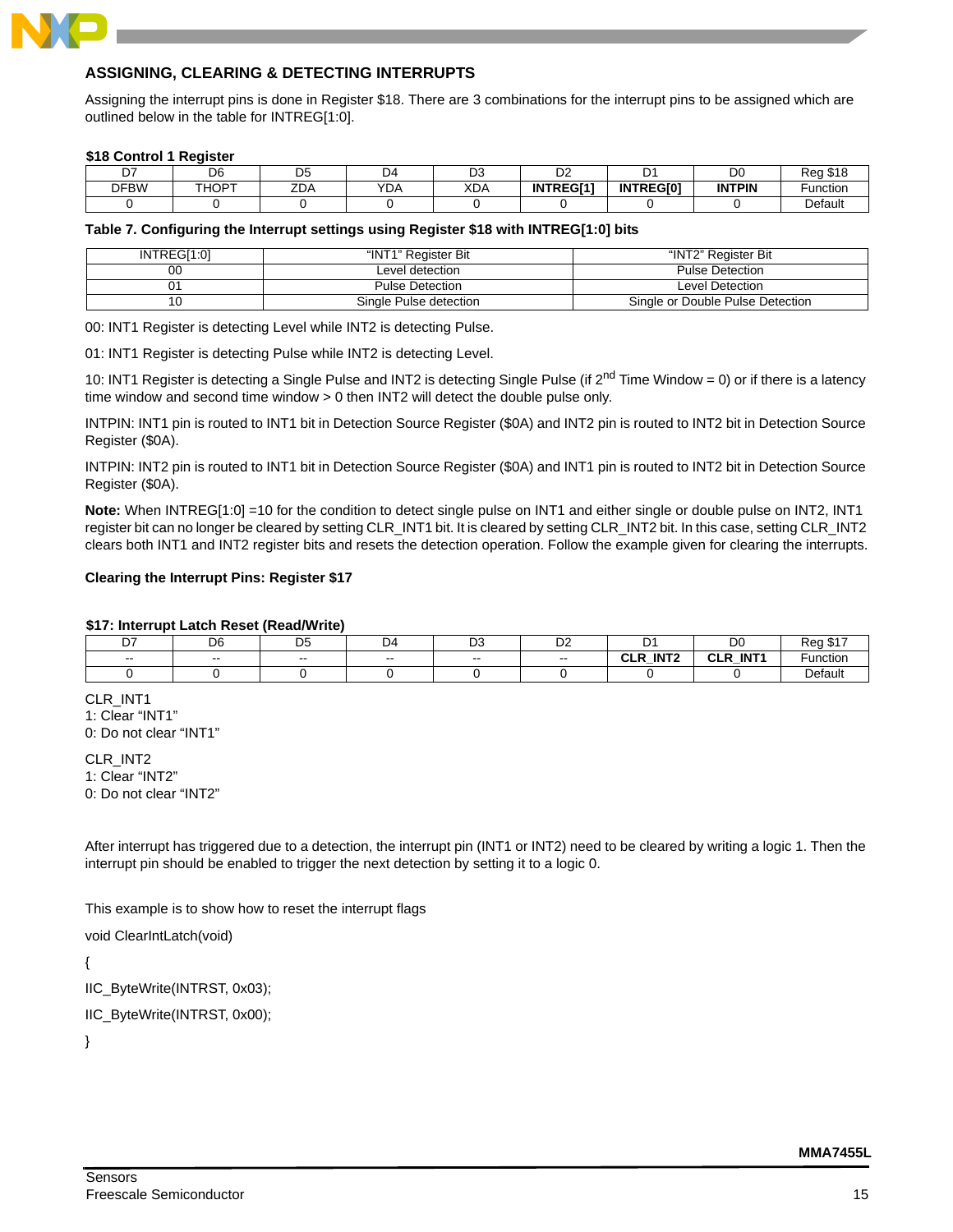## ASSIGNING, CLEARING & DETECTING INTERRUPTS

Assigning the interrupt pins is done in Register $18. There are 3 combinations for the interrupt pins to be assigned which are outlined below in the table for INTREG[1:0].

**$18 Control 1 Register**

| D7 | D6 | D5 | D4 | D3 | D2 | D1 | D0 | Reg $18 |
|---|---|---|---|---|---|---|---|---|
| DFBW | THOPT | ZDA | YDA | XDA | **INTREG[1]** | **INTREG[0]** | **INTPIN** | Function |
| 0 | 0 | 0 | 0 | 0 | 0 | 0 | 0 | Default |

**Table 7. Configuring the Interrupt settings using Register $18 with INTREG[1:0] bits**

| INTREG[1:0] | “INT1” Register Bit | “INT2” Register Bit |
|---|---|---|
| 00 | Level detection | Pulse Detection |
| 01 | Pulse Detection | Level Detection |
| 10 | Single Pulse detection | Single or Double Pulse Detection |

00: INT1 Register is detecting Level while INT2 is detecting Pulse.

01: INT1 Register is detecting Pulse while INT2 is detecting Level.

10: INT1 Register is detecting a Single Pulse and INT2 is detecting Single Pulse (if 2nd Time Window = 0) or if there is a latency time window and second time window > 0 then INT2 will detect the double pulse only.

INTPIN: INT1 pin is routed to INT1 bit in Detection Source Register ($0A) and INT2 pin is routed to INT2 bit in Detection Source Register ($0A).

INTPIN: INT2 pin is routed to INT1 bit in Detection Source Register ($0A) and INT1 pin is routed to INT2 bit in Detection Source Register ($0A).

**Note:** When INTREG[1:0] =10 for the condition to detect single pulse on INT1 and either single or double pulse on INT2, INT1 register bit can no longer be cleared by setting CLR_INT1 bit. It is cleared by setting CLR_INT2 bit. In this case, setting CLR_INT2 clears both INT1 and INT2 register bits and resets the detection operation. Follow the example given for clearing the interrupts.

### Clearing the Interrupt Pins: Register $17

**$17: Interrupt Latch Reset (Read/Write)**

| D7 | D6 | D5 | D4 | D3 | D2 | D1 | D0 | Reg $17 |
|---|---|---|---|---|---|---|---|---|
| -- | -- | -- | -- | -- | -- | **CLR_INT2** | **CLR_INT1** | Function |
| 0 | 0 | 0 | 0 | 0 | 0 | 0 | 0 | Default |

CLR_INT1
1: Clear “INT1”
0: Do not clear “INT1”

CLR_INT2
1: Clear “INT2”
0: Do not clear “INT2”

After interrupt has triggered due to a detection, the interrupt pin (INT1 or INT2) need to be cleared by writing a logic 1. Then the interrupt pin should be enabled to trigger the next detection by setting it to a logic 0.

This example is to show how to reset the interrupt flags

```
void ClearIntLatch(void)

{

IIC_ByteWrite(INTRST, 0x03);

IIC_ByteWrite(INTRST, 0x00);

}
```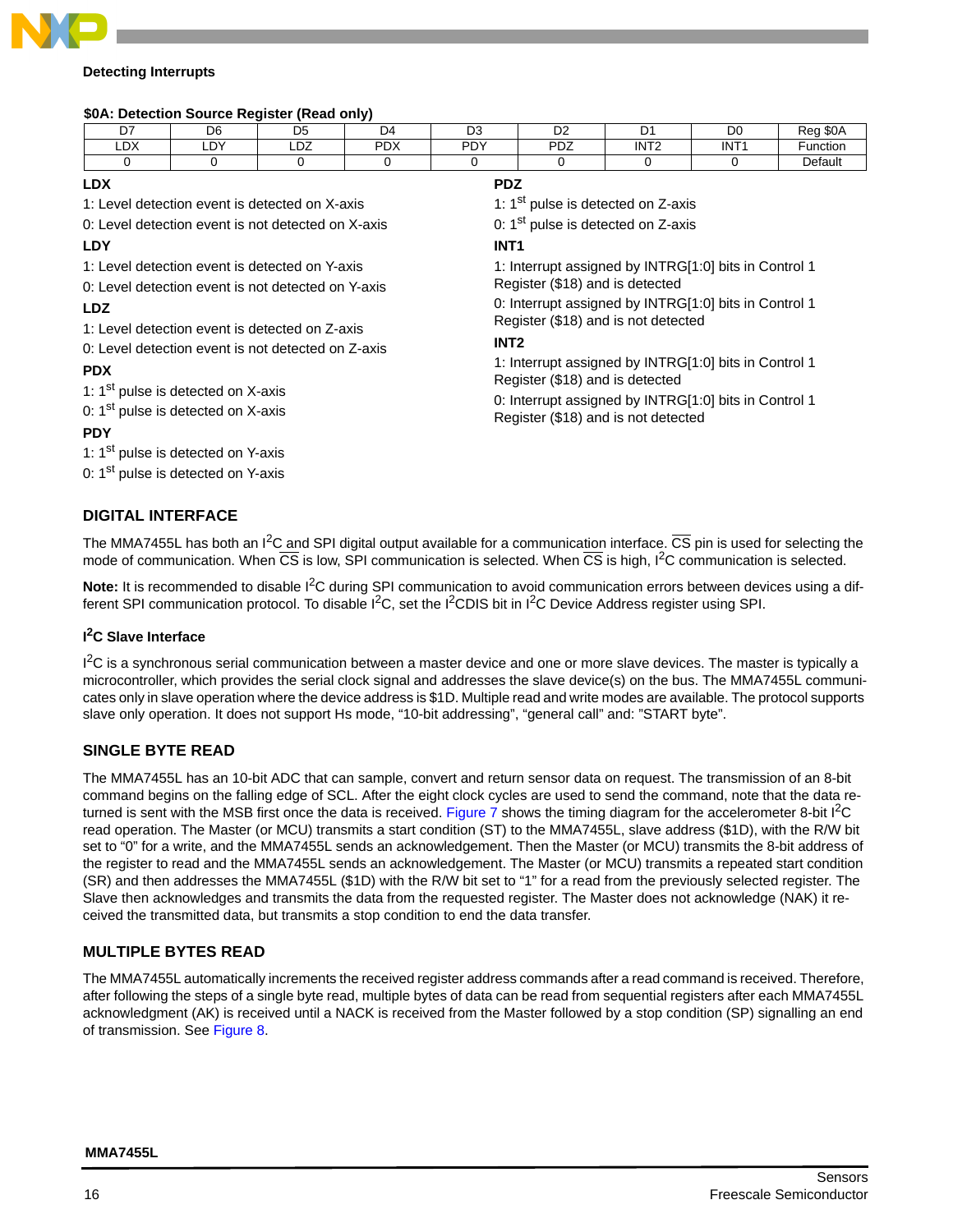### Detecting Interrupts

**$0A: Detection Source Register (Read only)**

| D7 | D6 | D5 | D4 | D3 | D2 | D1 | D0 | Reg $0A |
|---|---|---|---|---|---|---|---|---|
| LDX | LDY | LDZ | PDX | PDY | PDZ | INT2 | INT1 | Function |
| 0 | 0 | 0 | 0 | 0 | 0 | 0 | 0 | Default |

**LDX**

1: Level detection event is detected on X-axis

0: Level detection event is not detected on X-axis

**LDY**

1: Level detection event is detected on Y-axis

0: Level detection event is not detected on Y-axis

**LDZ**

1: Level detection event is detected on Z-axis

0: Level detection event is not detected on Z-axis

**PDX**

1: 1st pulse is detected on X-axis

0: 1st pulse is detected on X-axis

**PDY**

1: 1st pulse is detected on Y-axis

0: 1st pulse is detected on Y-axis

**PDZ**

1: 1st pulse is detected on Z-axis

0: 1st pulse is detected on Z-axis

**INT1**

1: Interrupt assigned by INTRG[1:0] bits in Control 1 Register ($18) and is detected

0: Interrupt assigned by INTRG[1:0] bits in Control 1 Register ($18) and is not detected

**INT2**

1: Interrupt assigned by INTRG[1:0] bits in Control 1 Register ($18) and is detected

0: Interrupt assigned by INTRG[1:0] bits in Control 1 Register ($18) and is not detected

## DIGITAL INTERFACE

The MMA7455L has both an I$^2$C and SPI digital output available for a communication interface. $\overline{\text{CS}}$ pin is used for selecting the mode of communication. When $\overline{\text{CS}}$ is low, SPI communication is selected. When $\overline{\text{CS}}$ is high, I$^2$C communication is selected.

**Note:** It is recommended to disable I$^2$C during SPI communication to avoid communication errors between devices using a different SPI communication protocol. To disable I$^2$C, set the I$^2$CDIS bit in I$^2$C Device Address register using SPI.

### I$^2$C Slave Interface

I$^2$C is a synchronous serial communication between a master device and one or more slave devices. The master is typically a microcontroller, which provides the serial clock signal and addresses the slave device(s) on the bus. The MMA7455L communicates only in slave operation where the device address is $1D. Multiple read and write modes are available. The protocol supports slave only operation. It does not support Hs mode, "10-bit addressing", "general call" and: "START byte".

## SINGLE BYTE READ

The MMA7455L has an 10-bit ADC that can sample, convert and return sensor data on request. The transmission of an 8-bit command begins on the falling edge of SCL. After the eight clock cycles are used to send the command, note that the data returned is sent with the MSB first once the data is received. Figure 7 shows the timing diagram for the accelerometer 8-bit I$^2$C read operation. The Master (or MCU) transmits a start condition (ST) to the MMA7455L, slave address ($1D), with the R/W bit set to "0" for a write, and the MMA7455L sends an acknowledgement. Then the Master (or MCU) transmits the 8-bit address of the register to read and the MMA7455L sends an acknowledgement. The Master (or MCU) transmits a repeated start condition (SR) and then addresses the MMA7455L ($1D) with the R/W bit set to "1" for a read from the previously selected register. The Slave then acknowledges and transmits the data from the requested register. The Master does not acknowledge (NAK) it received the transmitted data, but transmits a stop condition to end the data transfer.

## MULTIPLE BYTES READ

The MMA7455L automatically increments the received register address commands after a read command is received. Therefore, after following the steps of a single byte read, multiple bytes of data can be read from sequential registers after each MMA7455L acknowledgment (AK) is received until a NACK is received from the Master followed by a stop condition (SP) signalling an end of transmission. See Figure 8.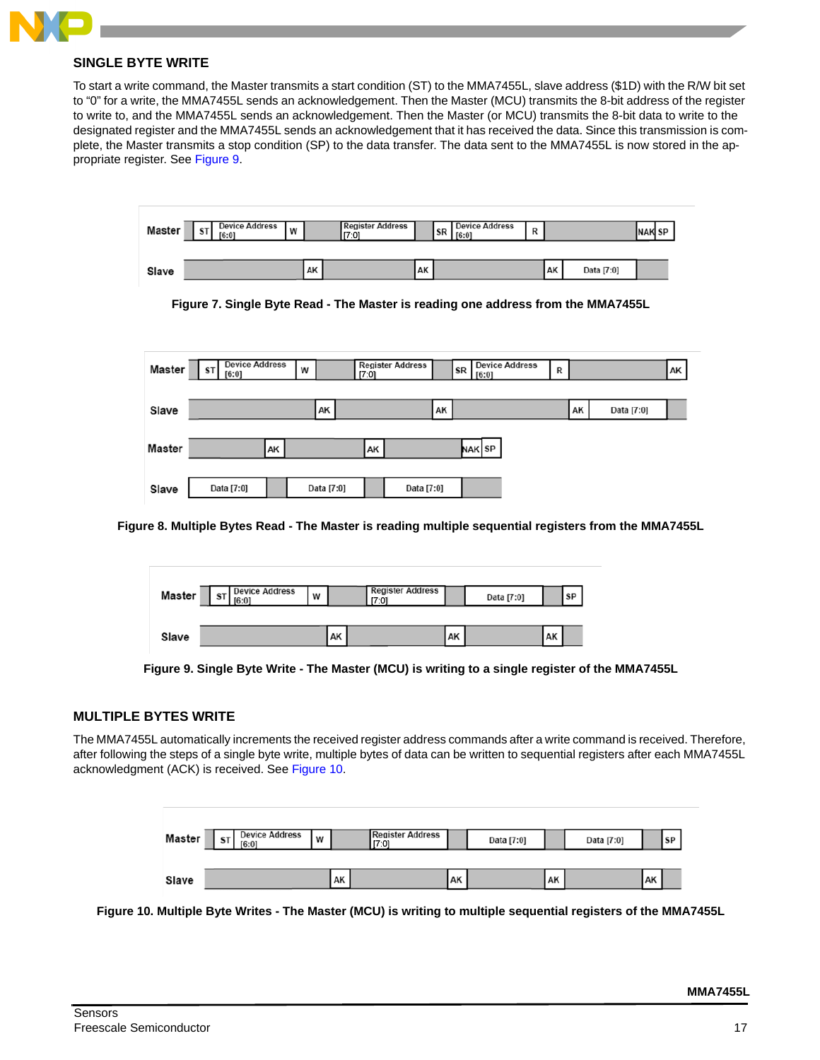## SINGLE BYTE WRITE

To start a write command, the Master transmits a start condition (ST) to the MMA7455L, slave address ($1D) with the R/W bit set to "0" for a write, the MMA7455L sends an acknowledgement. Then the Master (MCU) transmits the 8-bit address of the register to write to, and the MMA7455L sends an acknowledgement. Then the Master (or MCU) transmits the 8-bit data to write to the designated register and the MMA7455L sends an acknowledgement that it has received the data. Since this transmission is complete, the Master transmits a stop condition (SP) to the data transfer. The data sent to the MMA7455L is now stored in the appropriate register. See Figure 9.

| | | | | | | | | | | | |
|---|---|---|---|---|---|---|---|---|---|---|---|
| Master | ST | Device Address [6:0] | W | | Register Address [7:0] | | SR | Device Address [6:0] | R | | NAK SP |
| Slave | | | | AK | | AK | | | | AK | Data [7:0] |

**Figure 7. Single Byte Read - The Master is reading one address from the MMA7455L**

| | | | | | | | | | | | |
|---|---|---|---|---|---|---|---|---|---|---|---|
| Master | ST | Device Address [6:0] | W | | Register Address [7:0] | | SR | Device Address [6:0] | R | | AK |
| Slave | | | | AK | | AK | | | | AK | Data [7:0] |
| Master | | AK | | AK | | NAK SP | | | | | |
| Slave | Data [7:0] | | Data [7:0] | | Data [7:0] | | | | | | |

**Figure 8. Multiple Bytes Read - The Master is reading multiple sequential registers from the MMA7455L**

| | | | | | | | | |
|---|---|---|---|---|---|---|---|---|
| Master | ST | Device Address [6:0] | W | | Register Address [7:0] | | Data [7:0] | SP |
| Slave | | | | AK | | AK | | AK |

**Figure 9. Single Byte Write - The Master (MCU) is writing to a single register of the MMA7455L**

## MULTIPLE BYTES WRITE

The MMA7455L automatically increments the received register address commands after a write command is received. Therefore, after following the steps of a single byte write, multiple bytes of data can be written to sequential registers after each MMA7455L acknowledgment (ACK) is received. See Figure 10.

| | | | | | | | | | | |
|---|---|---|---|---|---|---|---|---|---|---|
| Master | ST | Device Address [6:0] | W | | Register Address [7:0] | | Data [7:0] | | Data [7:0] | SP |
| Slave | | | | AK | | AK | | AK | | AK |

**Figure 10. Multiple Byte Writes - The Master (MCU) is writing to multiple sequential registers of the MMA7455L**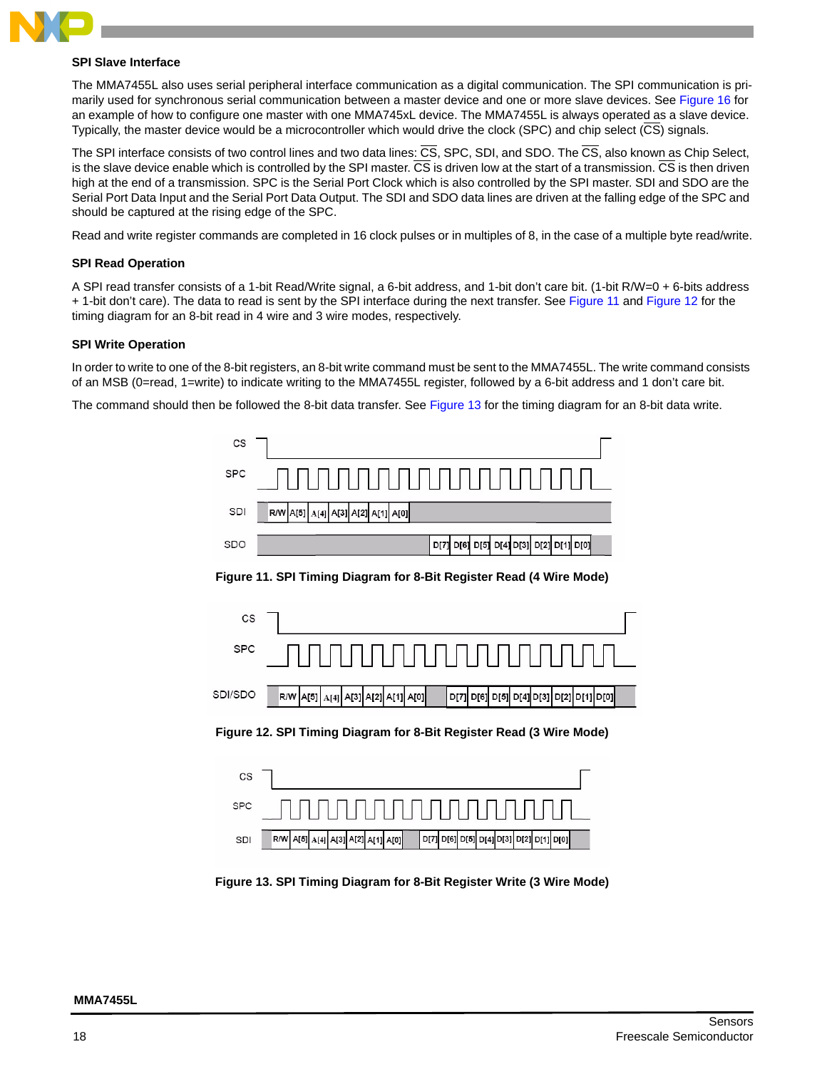### SPI Slave Interface

The MMA7455L also uses serial peripheral interface communication as a digital communication. The SPI communication is primarily used for synchronous serial communication between a master device and one or more slave devices. See Figure 16 for an example of how to configure one master with one MMA745xL device. The MMA7455L is always operated as a slave device. Typically, the master device would be a microcontroller which would drive the clock (SPC) and chip select ($\overline{CS}$) signals.

The SPI interface consists of two control lines and two data lines: $\overline{CS}$, SPC, SDI, and SDO. The $\overline{CS}$, also known as Chip Select, is the slave device enable which is controlled by the SPI master. $\overline{CS}$ is driven low at the start of a transmission. $\overline{CS}$ is then driven high at the end of a transmission. SPC is the Serial Port Clock which is also controlled by the SPI master. SDI and SDO are the Serial Port Data Input and the Serial Port Data Output. The SDI and SDO data lines are driven at the falling edge of the SPC and should be captured at the rising edge of the SPC.

Read and write register commands are completed in 16 clock pulses or in multiples of 8, in the case of a multiple byte read/write.

### SPI Read Operation

A SPI read transfer consists of a 1-bit Read/Write signal, a 6-bit address, and 1-bit don't care bit. (1-bit R/W=0 + 6-bits address + 1-bit don't care). The data to read is sent by the SPI interface during the next transfer. See Figure 11 and Figure 12 for the timing diagram for an 8-bit read in 4 wire and 3 wire modes, respectively.

### SPI Write Operation

In order to write to one of the 8-bit registers, an 8-bit write command must be sent to the MMA7455L. The write command consists of an MSB (0=read, 1=write) to indicate writing to the MMA7455L register, followed by a 6-bit address and 1 don't care bit.

The command should then be followed the 8-bit data transfer. See Figure 13 for the timing diagram for an 8-bit data write.

**Figure 11. SPI Timing Diagram for 8-Bit Register Read (4 Wire Mode)**

**Figure 12. SPI Timing Diagram for 8-Bit Register Read (3 Wire Mode)**

**Figure 13. SPI Timing Diagram for 8-Bit Register Write (3 Wire Mode)**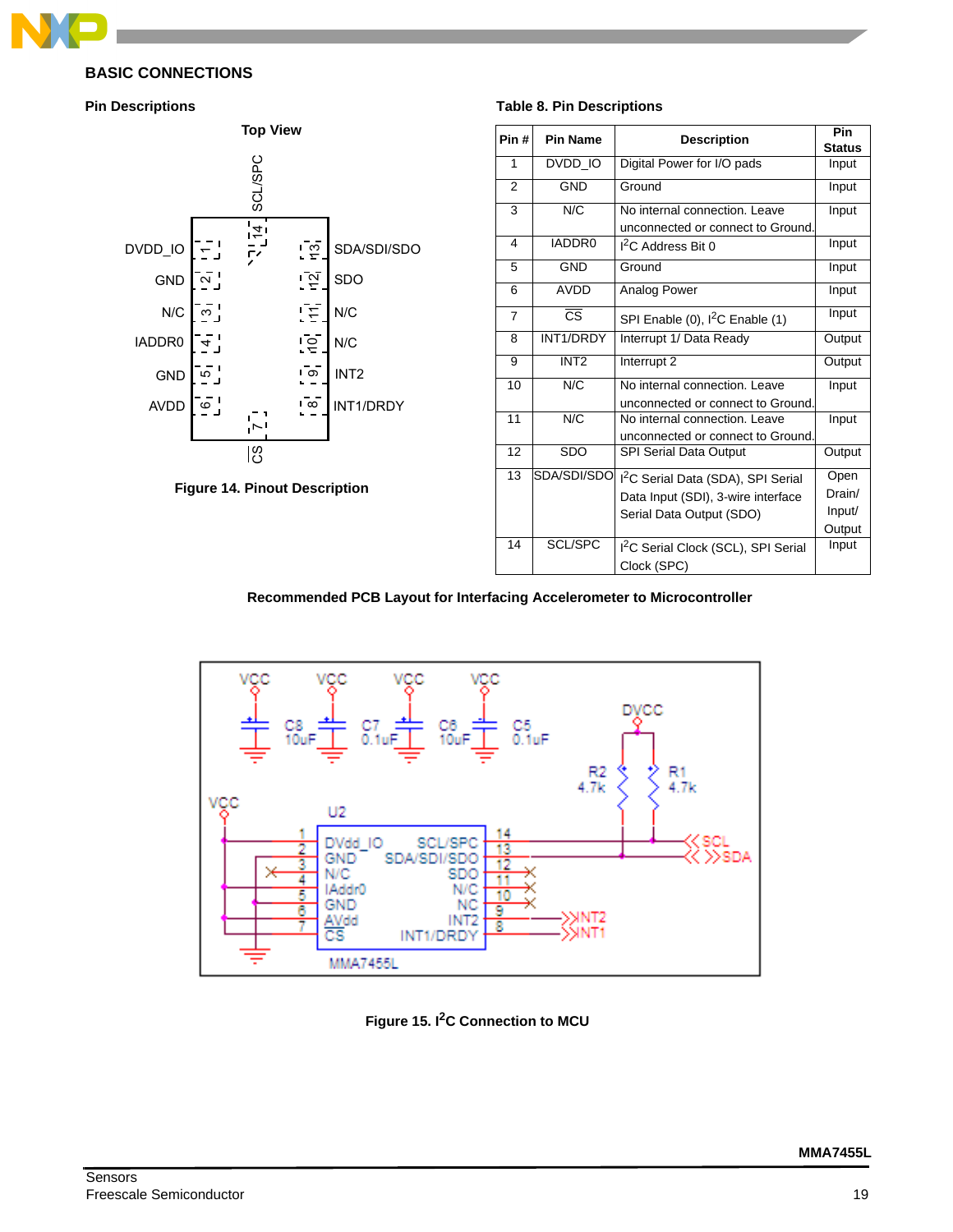## BASIC CONNECTIONS

### Pin Descriptions

Figure 14. Pinout Description

**Table 8. Pin Descriptions**

| Pin # | Pin Name | Description | Pin Status |
|---|---|---|---|
| 1 | DVDD_IO | Digital Power for I/O pads | Input |
| 2 | GND | Ground | Input |
| 3 | N/C | No internal connection. Leave unconnected or connect to Ground. | Input |
| 4 | IADDR0 | I²C Address Bit 0 | Input |
| 5 | GND | Ground | Input |
| 6 | AVDD | Analog Power | Input |
| 7 | $\overline{\text{CS}}$ | SPI Enable (0), I²C Enable (1) | Input |
| 8 | INT1/DRDY | Interrupt 1/ Data Ready | Output |
| 9 | INT2 | Interrupt 2 | Output |
| 10 | N/C | No internal connection. Leave unconnected or connect to Ground. | Input |
| 11 | N/C | No internal connection. Leave unconnected or connect to Ground. | Input |
| 12 | SDO | SPI Serial Data Output | Output |
| 13 | SDA/SDI/SDO | I²C Serial Data (SDA), SPI Serial Data Input (SDI), 3-wire interface Serial Data Output (SDO) | Open Drain/ Input/ Output |
| 14 | SCL/SPC | I²C Serial Clock (SCL), SPI Serial Clock (SPC) | Input |

**Recommended PCB Layout for Interfacing Accelerometer to Microcontroller**

Figure 15. I²C Connection to MCU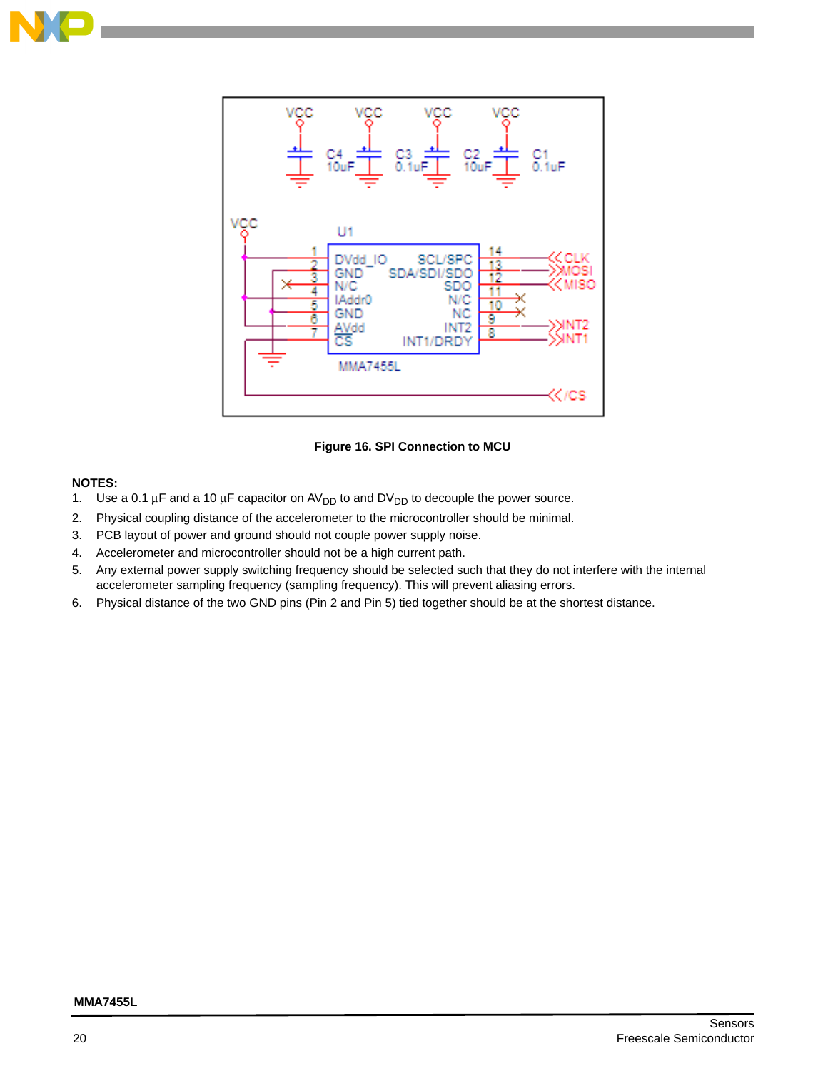**Figure 16. SPI Connection to MCU**

**NOTES:**

1. Use a 0.1 µF and a 10 µF capacitor on $AV_{DD}$ to and $DV_{DD}$ to decouple the power source.
2. Physical coupling distance of the accelerometer to the microcontroller should be minimal.
3. PCB layout of power and ground should not couple power supply noise.
4. Accelerometer and microcontroller should not be a high current path.
5. Any external power supply switching frequency should be selected such that they do not interfere with the internal accelerometer sampling frequency (sampling frequency). This will prevent aliasing errors.
6. Physical distance of the two GND pins (Pin 2 and Pin 5) tied together should be at the shortest distance.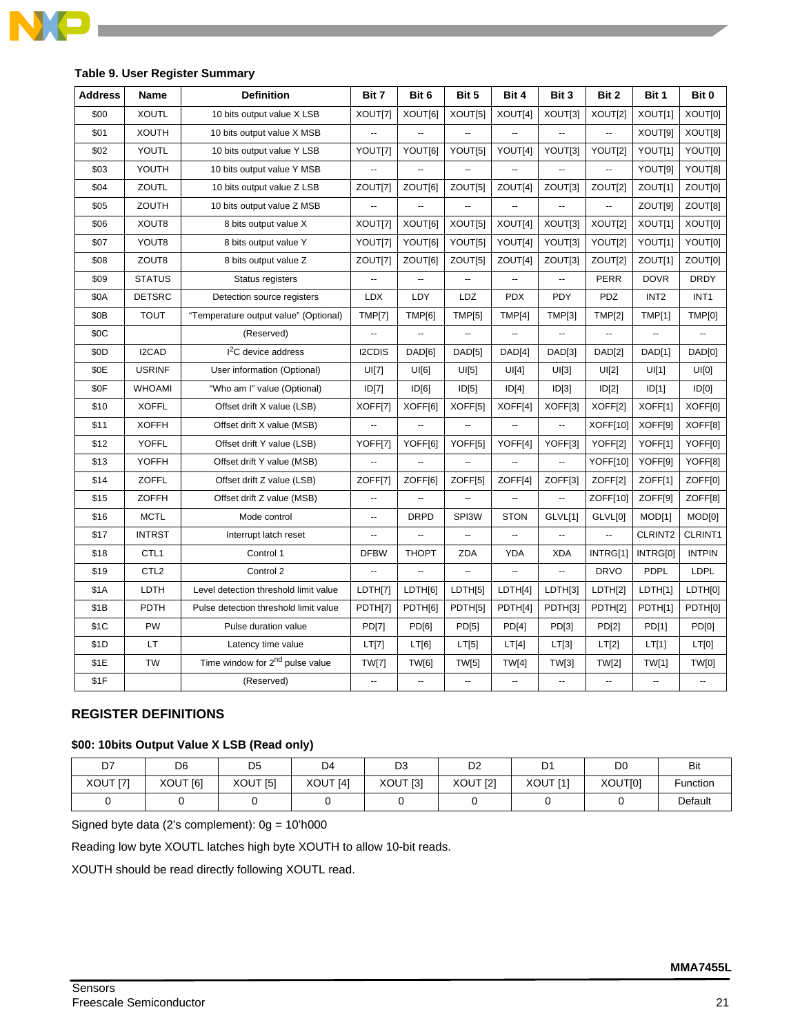**Table 9. User Register Summary**

| Address | Name | Definition | Bit 7 | Bit 6 | Bit 5 | Bit 4 | Bit 3 | Bit 2 | Bit 1 | Bit 0 |
|---|---|---|---|---|---|---|---|---|---|---|
| $00 | XOUTL | 10 bits output value X LSB | XOUT[7] | XOUT[6] | XOUT[5] | XOUT[4] | XOUT[3] | XOUT[2] | XOUT[1] | XOUT[0] |
| $01 | XOUTH | 10 bits output value X MSB | -- | -- | -- | -- | -- | -- | XOUT[9] | XOUT[8] |
| $02 | YOUTL | 10 bits output value Y LSB | YOUT[7] | YOUT[6] | YOUT[5] | YOUT[4] | YOUT[3] | YOUT[2] | YOUT[1] | YOUT[0] |
| $03 | YOUTH | 10 bits output value Y MSB | -- | -- | -- | -- | -- | -- | YOUT[9] | YOUT[8] |
| $04 | ZOUTL | 10 bits output value Z LSB | ZOUT[7] | ZOUT[6] | ZOUT[5] | ZOUT[4] | ZOUT[3] | ZOUT[2] | ZOUT[1] | ZOUT[0] |
| $05 | ZOUTH | 10 bits output value Z MSB | -- | -- | -- | -- | -- | -- | ZOUT[9] | ZOUT[8] |
| $06 | XOUT8 | 8 bits output value X | XOUT[7] | XOUT[6] | XOUT[5] | XOUT[4] | XOUT[3] | XOUT[2] | XOUT[1] | XOUT[0] |
| $07 | YOUT8 | 8 bits output value Y | YOUT[7] | YOUT[6] | YOUT[5] | YOUT[4] | YOUT[3] | YOUT[2] | YOUT[1] | YOUT[0] |
| $08 | ZOUT8 | 8 bits output value Z | ZOUT[7] | ZOUT[6] | ZOUT[5] | ZOUT[4] | ZOUT[3] | ZOUT[2] | ZOUT[1] | ZOUT[0] |
| $09 | STATUS | Status registers | -- | -- | -- | -- | -- | PERR | DOVR | DRDY |
| $0A | DETSRC | Detection source registers | LDX | LDY | LDZ | PDX | PDY | PDZ | INT2 | INT1 |
| $0B | TOUT | "Temperature output value" (Optional) | TMP[7] | TMP[6] | TMP[5] | TMP[4] | TMP[3] | TMP[2] | TMP[1] | TMP[0] |
| $0C | | (Reserved) | -- | -- | -- | -- | -- | -- | -- | -- |
| $0D | I2CAD | $I^2C$ device address | I2CDIS | DAD[6] | DAD[5] | DAD[4] | DAD[3] | DAD[2] | DAD[1] | DAD[0] |
| $0E | USRINF | User information (Optional) | UI[7] | UI[6] | UI[5] | UI[4] | UI[3] | UI[2] | UI[1] | UI[0] |
| $0F | WHOAMI | "Who am I" value (Optional) | ID[7] | ID[6] | ID[5] | ID[4] | ID[3] | ID[2] | ID[1] | ID[0] |
| $10 | XOFFL | Offset drift X value (LSB) | XOFF[7] | XOFF[6] | XOFF[5] | XOFF[4] | XOFF[3] | XOFF[2] | XOFF[1] | XOFF[0] |
| $11 | XOFFH | Offset drift X value (MSB) | -- | -- | -- | -- | -- | XOFF[10] | XOFF[9] | XOFF[8] |
| $12 | YOFFL | Offset drift Y value (LSB) | YOFF[7] | YOFF[6] | YOFF[5] | YOFF[4] | YOFF[3] | YOFF[2] | YOFF[1] | YOFF[0] |
| $13 | YOFFH | Offset drift Y value (MSB) | -- | -- | -- | -- | -- | YOFF[10] | YOFF[9] | YOFF[8] |
| $14 | ZOFFL | Offset drift Z value (LSB) | ZOFF[7] | ZOFF[6] | ZOFF[5] | ZOFF[4] | ZOFF[3] | ZOFF[2] | ZOFF[1] | ZOFF[0] |
| $15 | ZOFFH | Offset drift Z value (MSB) | -- | -- | -- | -- | -- | ZOFF[10] | ZOFF[9] | ZOFF[8] |
| $16 | MCTL | Mode control | -- | DRPD | SPI3W | STON | GLVL[1] | GLVL[0] | MOD[1] | MOD[0] |
| $17 | INTRST | Interrupt latch reset | -- | -- | -- | -- | -- | -- | CLRINT2 | CLRINT1 |
| $18 | CTL1 | Control 1 | DFBW | THOPT | ZDA | YDA | XDA | INTRG[1] | INTRG[0] | INTPIN |
| $19 | CTL2 | Control 2 | -- | -- | -- | -- | -- | DRVO | PDPL | LDPL |
| $1A | LDTH | Level detection threshold limit value | LDTH[7] | LDTH[6] | LDTH[5] | LDTH[4] | LDTH[3] | LDTH[2] | LDTH[1] | LDTH[0] |
| $1B | PDTH | Pulse detection threshold limit value | PDTH[7] | PDTH[6] | PDTH[5] | PDTH[4] | PDTH[3] | PDTH[2] | PDTH[1] | PDTH[0] |
| $1C | PW | Pulse duration value | PD[7] | PD[6] | PD[5] | PD[4] | PD[3] | PD[2] | PD[1] | PD[0] |
| $1D | LT | Latency time value | LT[7] | LT[6] | LT[5] | LT[4] | LT[3] | LT[2] | LT[1] | LT[0] |
| $1E | TW | Time window for 2nd pulse value | TW[7] | TW[6] | TW[5] | TW[4] | TW[3] | TW[2] | TW[1] | TW[0] |
| $1F | | (Reserved) | -- | -- | -- | -- | -- | -- | -- | -- |

## REGISTER DEFINITIONS

### $00: 10bits Output Value X LSB (Read only)

| D7 | D6 | D5 | D4 | D3 | D2 | D1 | D0 | Bit |
|---|---|---|---|---|---|---|---|---|
| XOUT [7] | XOUT [6] | XOUT [5] | XOUT [4] | XOUT [3] | XOUT [2] | XOUT [1] | XOUT[0] | Function |
| 0 | 0 | 0 | 0 | 0 | 0 | 0 | 0 | Default |

Signed byte data (2's complement): 0g = 10'h000

Reading low byte XOUTL latches high byte XOUTH to allow 10-bit reads.

XOUTH should be read directly following XOUTL read.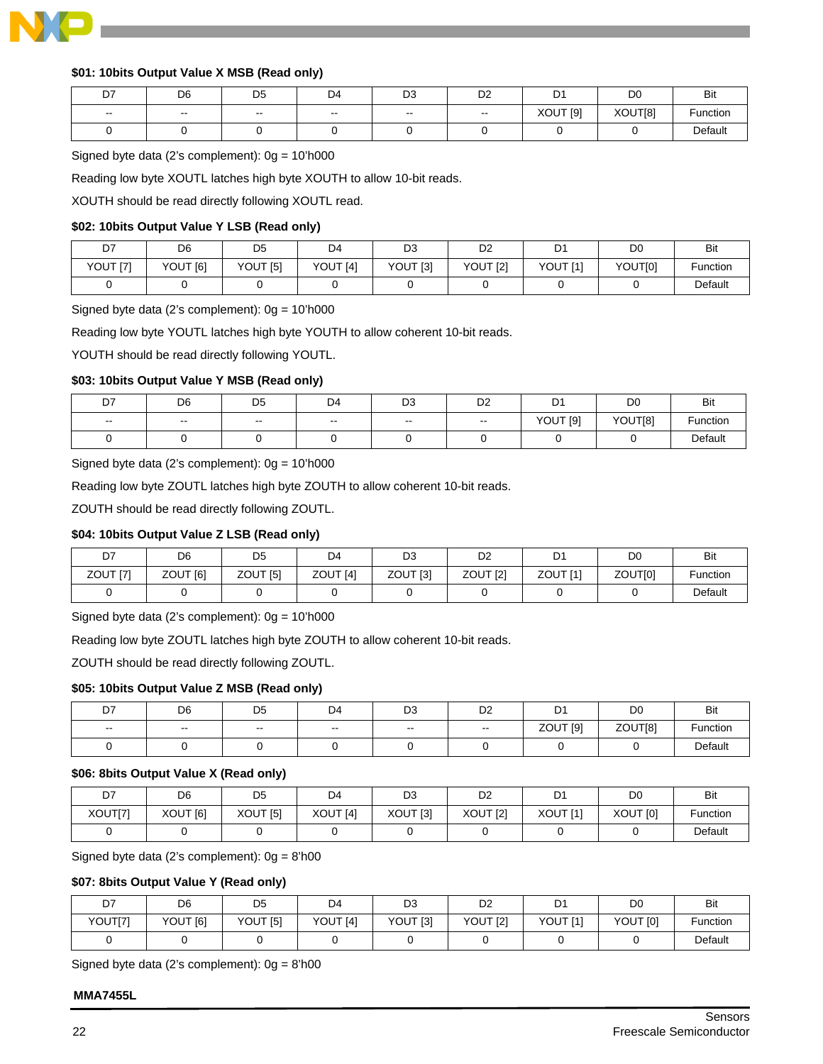#### $01: 10bits Output Value X MSB (Read only)

| D7 | D6 | D5 | D4 | D3 | D2 | D1 | D0 | Bit |
|---|---|---|---|---|---|---|---|---|
| -- | -- | -- | -- | -- | -- | XOUT [9] | XOUT[8] | Function |
| 0 | 0 | 0 | 0 | 0 | 0 | 0 | 0 | Default |

Signed byte data (2's complement): 0g = 10'h000

Reading low byte XOUTL latches high byte XOUTH to allow 10-bit reads.

XOUTH should be read directly following XOUTL read.

#### $02: 10bits Output Value Y LSB (Read only)

| D7 | D6 | D5 | D4 | D3 | D2 | D1 | D0 | Bit |
|---|---|---|---|---|---|---|---|---|
| YOUT [7] | YOUT [6] | YOUT [5] | YOUT [4] | YOUT [3] | YOUT [2] | YOUT [1] | YOUT[0] | Function |
| 0 | 0 | 0 | 0 | 0 | 0 | 0 | 0 | Default |

Signed byte data (2's complement): 0g = 10'h000

Reading low byte YOUTL latches high byte YOUTH to allow coherent 10-bit reads.

YOUTH should be read directly following YOUTL.

#### $03: 10bits Output Value Y MSB (Read only)

| D7 | D6 | D5 | D4 | D3 | D2 | D1 | D0 | Bit |
|---|---|---|---|---|---|---|---|---|
| -- | -- | -- | -- | -- | -- | YOUT [9] | YOUT[8] | Function |
| 0 | 0 | 0 | 0 | 0 | 0 | 0 | 0 | Default |

Signed byte data (2's complement): 0g = 10'h000

Reading low byte ZOUTL latches high byte ZOUTH to allow coherent 10-bit reads.

ZOUTH should be read directly following ZOUTL.

#### $04: 10bits Output Value Z LSB (Read only)

| D7 | D6 | D5 | D4 | D3 | D2 | D1 | D0 | Bit |
|---|---|---|---|---|---|---|---|---|
| ZOUT [7] | ZOUT [6] | ZOUT [5] | ZOUT [4] | ZOUT [3] | ZOUT [2] | ZOUT [1] | ZOUT[0] | Function |
| 0 | 0 | 0 | 0 | 0 | 0 | 0 | 0 | Default |

Signed byte data (2's complement): 0g = 10'h000

Reading low byte ZOUTL latches high byte ZOUTH to allow coherent 10-bit reads.

ZOUTH should be read directly following ZOUTL.

#### $05: 10bits Output Value Z MSB (Read only)

| D7 | D6 | D5 | D4 | D3 | D2 | D1 | D0 | Bit |
|---|---|---|---|---|---|---|---|---|
| -- | -- | -- | -- | -- | -- | ZOUT [9] | ZOUT[8] | Function |
| 0 | 0 | 0 | 0 | 0 | 0 | 0 | 0 | Default |

#### $06: 8bits Output Value X (Read only)

| D7 | D6 | D5 | D4 | D3 | D2 | D1 | D0 | Bit |
|---|---|---|---|---|---|---|---|---|
| XOUT[7] | XOUT [6] | XOUT [5] | XOUT [4] | XOUT [3] | XOUT [2] | XOUT [1] | XOUT [0] | Function |
| 0 | 0 | 0 | 0 | 0 | 0 | 0 | 0 | Default |

Signed byte data (2's complement): 0g = 8'h00

#### $07: 8bits Output Value Y (Read only)

| D7 | D6 | D5 | D4 | D3 | D2 | D1 | D0 | Bit |
|---|---|---|---|---|---|---|---|---|
| YOUT[7] | YOUT [6] | YOUT [5] | YOUT [4] | YOUT [3] | YOUT [2] | YOUT [1] | YOUT [0] | Function |
| 0 | 0 | 0 | 0 | 0 | 0 | 0 | 0 | Default |

Signed byte data (2's complement): 0g = 8'h00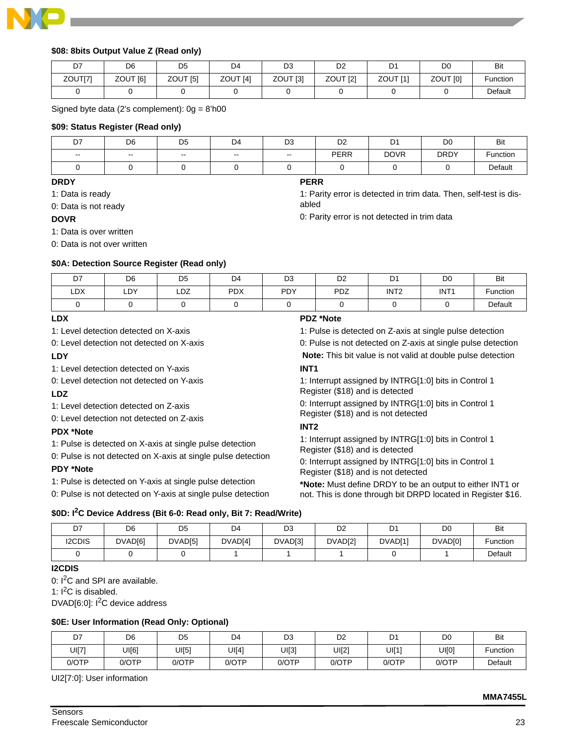#### $08: 8bits Output Value Z (Read only)

| D7 | D6 | D5 | D4 | D3 | D2 | D1 | D0 | Bit |
|---|---|---|---|---|---|---|---|---|
| ZOUT[7] | ZOUT [6] | ZOUT [5] | ZOUT [4] | ZOUT [3] | ZOUT [2] | ZOUT [1] | ZOUT [0] | Function |
| 0 | 0 | 0 | 0 | 0 | 0 | 0 | 0 | Default |

Signed byte data (2's complement): 0g = 8'h00

#### $09: Status Register (Read only)

| D7 | D6 | D5 | D4 | D3 | D2 | D1 | D0 | Bit |
|---|---|---|---|---|---|---|---|---|
| -- | -- | -- | -- | -- | PERR | DOVR | DRDY | Function |
| 0 | 0 | 0 | 0 | 0 | 0 | 0 | 0 | Default |

**DRDY**

1: Data is ready

0: Data is not ready

**DOVR**

1: Data is over written

0: Data is not over written

**PERR**

1: Parity error is detected in trim data. Then, self-test is disabled

0: Parity error is not detected in trim data

#### $0A: Detection Source Register (Read only)

| D7 | D6 | D5 | D4 | D3 | D2 | D1 | D0 | Bit |
|---|---|---|---|---|---|---|---|---|
| LDX | LDY | LDZ | PDX | PDY | PDZ | INT2 | INT1 | Function |
| 0 | 0 | 0 | 0 | 0 | 0 | 0 | 0 | Default |

**LDX**

1: Level detection detected on X-axis

0: Level detection not detected on X-axis

**LDY**

1: Level detection detected on Y-axis

0: Level detection not detected on Y-axis

**LDZ**

1: Level detection detected on Z-axis

0: Level detection not detected on Z-axis

**PDX *Note**

1: Pulse is detected on X-axis at single pulse detection

0: Pulse is not detected on X-axis at single pulse detection

**PDY *Note**

1: Pulse is detected on Y-axis at single pulse detection

0: Pulse is not detected on Y-axis at single pulse detection

**PDZ *Note**

1: Pulse is detected on Z-axis at single pulse detection

0: Pulse is not detected on Z-axis at single pulse detection

**Note:** This bit value is not valid at double pulse detection

**INT1**

1: Interrupt assigned by INTRG[1:0] bits in Control 1 Register ($18) and is detected

0: Interrupt assigned by INTRG[1:0] bits in Control 1 Register ($18) and is not detected

**INT2**

1: Interrupt assigned by INTRG[1:0] bits in Control 1 Register ($18) and is detected

0: Interrupt assigned by INTRG[1:0] bits in Control 1 Register ($18) and is not detected

***Note:** Must define DRDY to be an output to either INT1 or not. This is done through bit DRPD located in Register $16.

#### $0D: I²C Device Address (Bit 6-0: Read only, Bit 7: Read/Write)

| D7 | D6 | D5 | D4 | D3 | D2 | D1 | D0 | Bit |
|---|---|---|---|---|---|---|---|---|
| I2CDIS | DVAD[6] | DVAD[5] | DVAD[4] | DVAD[3] | DVAD[2] | DVAD[1] | DVAD[0] | Function |
| 0 | 0 | 0 | 1 | 1 | 1 | 0 | 1 | Default |

**I2CDIS**

0: I²C and SPI are available.

1: I²C is disabled.

DVAD[6:0]: I²C device address

#### $0E: User Information (Read Only: Optional)

| D7 | D6 | D5 | D4 | D3 | D2 | D1 | D0 | Bit |
|---|---|---|---|---|---|---|---|---|
| UI[7] | UI[6] | UI[5] | UI[4] | UI[3] | UI[2] | UI[1] | UI[0] | Function |
| 0/OTP | 0/OTP | 0/OTP | 0/OTP | 0/OTP | 0/OTP | 0/OTP | 0/OTP | Default |

UI2[7:0]: User information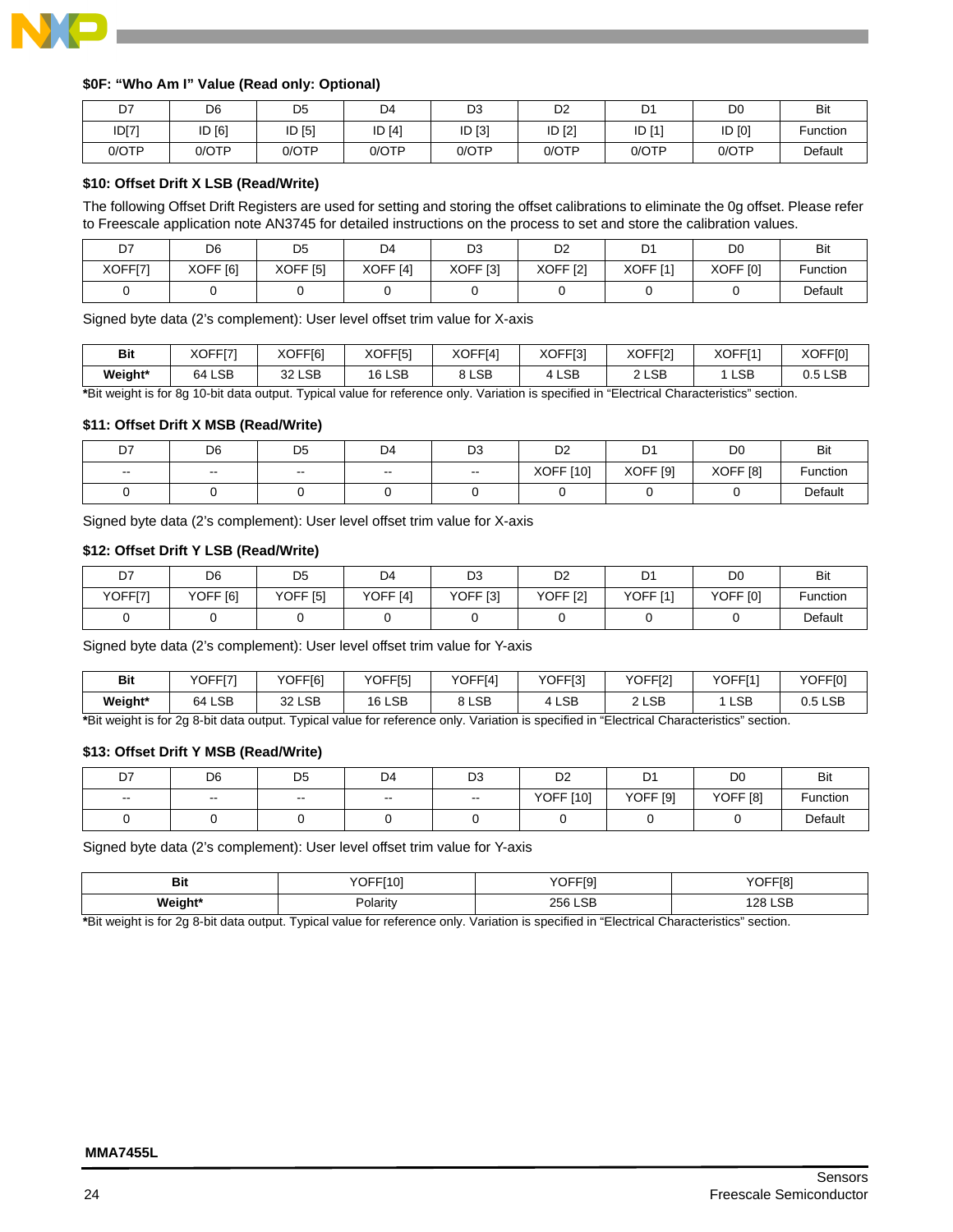#### $0F: “Who Am I” Value (Read only: Optional)

| D7 | D6 | D5 | D4 | D3 | D2 | D1 | D0 | Bit |
|---|---|---|---|---|---|---|---|---|
| ID[7] | ID [6] | ID [5] | ID [4] | ID [3] | ID [2] | ID [1] | ID [0] | Function |
| 0/OTP | 0/OTP | 0/OTP | 0/OTP | 0/OTP | 0/OTP | 0/OTP | 0/OTP | Default |

#### $10: Offset Drift X LSB (Read/Write)

The following Offset Drift Registers are used for setting and storing the offset calibrations to eliminate the 0g offset. Please refer to Freescale application note AN3745 for detailed instructions on the process to set and store the calibration values.

| D7 | D6 | D5 | D4 | D3 | D2 | D1 | D0 | Bit |
|---|---|---|---|---|---|---|---|---|
| XOFF[7] | XOFF [6] | XOFF [5] | XOFF [4] | XOFF [3] | XOFF [2] | XOFF [1] | XOFF [0] | Function |
| 0 | 0 | 0 | 0 | 0 | 0 | 0 | 0 | Default |

Signed byte data (2’s complement): User level offset trim value for X-axis

| Bit | XOFF[7] | XOFF[6] | XOFF[5] | XOFF[4] | XOFF[3] | XOFF[2] | XOFF[1] | XOFF[0] |
|---|---|---|---|---|---|---|---|---|
| **Weight*** | 64 LSB | 32 LSB | 16 LSB | 8 LSB | 4 LSB | 2 LSB | 1 LSB | 0.5 LSB |

***Bit weight is for 8g 10-bit data output. Typical value for reference only. Variation is specified in “Electrical Characteristics” section.

#### $11: Offset Drift X MSB (Read/Write)

| D7 | D6 | D5 | D4 | D3 | D2 | D1 | D0 | Bit |
|---|---|---|---|---|---|---|---|---|
| -- | -- | -- | -- | -- | XOFF [10] | XOFF [9] | XOFF [8] | Function |
| 0 | 0 | 0 | 0 | 0 | 0 | 0 | 0 | Default |

Signed byte data (2’s complement): User level offset trim value for X-axis

#### $12: Offset Drift Y LSB (Read/Write)

| D7 | D6 | D5 | D4 | D3 | D2 | D1 | D0 | Bit |
|---|---|---|---|---|---|---|---|---|
| YOFF[7] | YOFF [6] | YOFF [5] | YOFF [4] | YOFF [3] | YOFF [2] | YOFF [1] | YOFF [0] | Function |
| 0 | 0 | 0 | 0 | 0 | 0 | 0 | 0 | Default |

Signed byte data (2’s complement): User level offset trim value for Y-axis

| Bit | YOFF[7] | YOFF[6] | YOFF[5] | YOFF[4] | YOFF[3] | YOFF[2] | YOFF[1] | YOFF[0] |
|---|---|---|---|---|---|---|---|---|
| **Weight*** | 64 LSB | 32 LSB | 16 LSB | 8 LSB | 4 LSB | 2 LSB | 1 LSB | 0.5 LSB |

***Bit weight is for 2g 8-bit data output. Typical value for reference only. Variation is specified in “Electrical Characteristics” section.

#### $13: Offset Drift Y MSB (Read/Write)

| D7 | D6 | D5 | D4 | D3 | D2 | D1 | D0 | Bit |
|---|---|---|---|---|---|---|---|---|
| -- | -- | -- | -- | -- | YOFF [10] | YOFF [9] | YOFF [8] | Function |
| 0 | 0 | 0 | 0 | 0 | 0 | 0 | 0 | Default |

Signed byte data (2’s complement): User level offset trim value for Y-axis

| Bit | YOFF[10] | YOFF[9] | YOFF[8] |
|---|---|---|---|
| **Weight*** | Polarity | 256 LSB | 128 LSB |

***Bit weight is for 2g 8-bit data output. Typical value for reference only. Variation is specified in “Electrical Characteristics” section.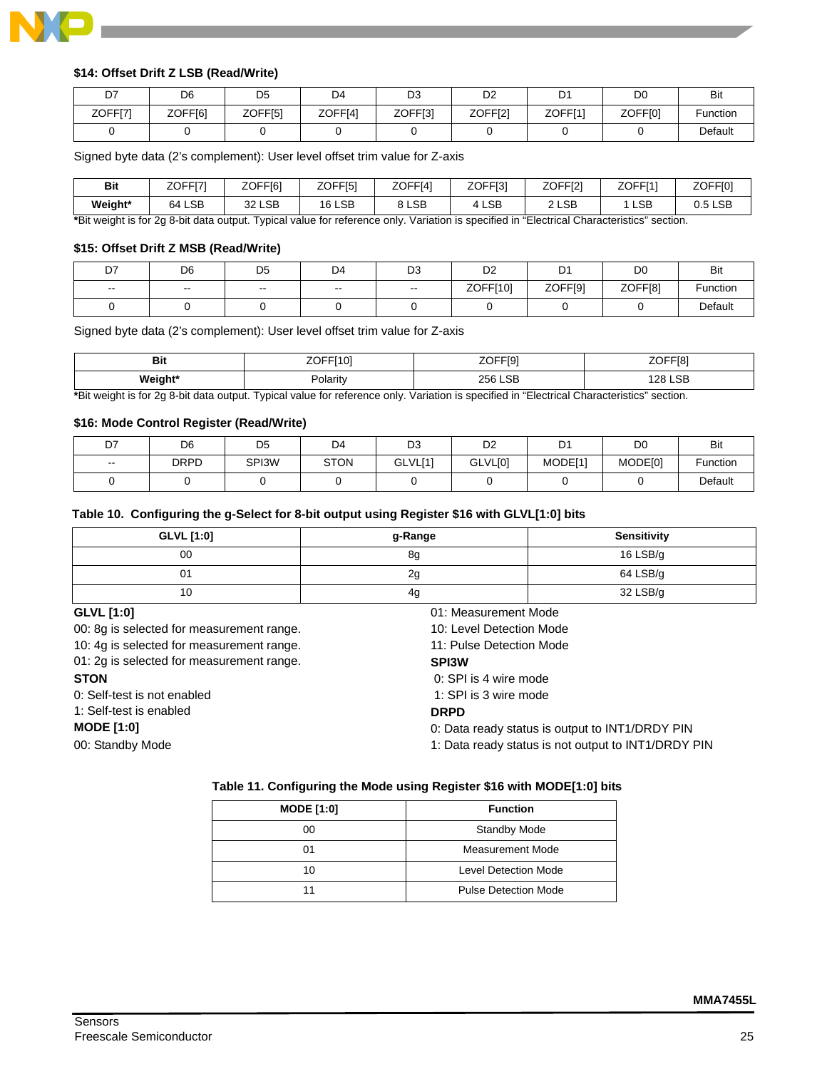#### $14: Offset Drift Z LSB (Read/Write)

| D7 | D6 | D5 | D4 | D3 | D2 | D1 | D0 | Bit |
|---|---|---|---|---|---|---|---|---|
| ZOFF[7] | ZOFF[6] | ZOFF[5] | ZOFF[4] | ZOFF[3] | ZOFF[2] | ZOFF[1] | ZOFF[0] | Function |
| 0 | 0 | 0 | 0 | 0 | 0 | 0 | 0 | Default |

Signed byte data (2's complement): User level offset trim value for Z-axis

| **Bit** | ZOFF[7] | ZOFF[6] | ZOFF[5] | ZOFF[4] | ZOFF[3] | ZOFF[2] | ZOFF[1] | ZOFF[0] |
|---|---|---|---|---|---|---|---|---|
| **Weight*** | 64 LSB | 32 LSB | 16 LSB | 8 LSB | 4 LSB | 2 LSB | 1 LSB | 0.5 LSB |

***Bit weight is for 2g 8-bit data output. Typical value for reference only. Variation is specified in "Electrical Characteristics" section.

#### $15: Offset Drift Z MSB (Read/Write)

| D7 | D6 | D5 | D4 | D3 | D2 | D1 | D0 | Bit |
|---|---|---|---|---|---|---|---|---|
| -- | -- | -- | -- | -- | ZOFF[10] | ZOFF[9] | ZOFF[8] | Function |
| 0 | 0 | 0 | 0 | 0 | 0 | 0 | 0 | Default |

Signed byte data (2's complement): User level offset trim value for Z-axis

| **Bit** | ZOFF[10] | ZOFF[9] | ZOFF[8] |
|---|---|---|---|
| **Weight*** | Polarity | 256 LSB | 128 LSB |

***Bit weight is for 2g 8-bit data output. Typical value for reference only. Variation is specified in "Electrical Characteristics" section.

#### $16: Mode Control Register (Read/Write)

| D7 | D6 | D5 | D4 | D3 | D2 | D1 | D0 | Bit |
|---|---|---|---|---|---|---|---|---|
| -- | DRPD | SPI3W | STON | GLVL[1] | GLVL[0] | MODE[1] | MODE[0] | Function |
| 0 | 0 | 0 | 0 | 0 | 0 | 0 | 0 | Default |

**Table 10. Configuring the g-Select for 8-bit output using Register $16 with GLVL[1:0] bits**

| GLVL [1:0] | g-Range | Sensitivity |
|---|---|---|
| 00 | 8g | 16 LSB/g |
| 01 | 2g | 64 LSB/g |
| 10 | 4g | 32 LSB/g |

**GLVL [1:0]**
00: 8g is selected for measurement range.
10: 4g is selected for measurement range.
01: 2g is selected for measurement range.

**STON**
0: Self-test is not enabled
1: Self-test is enabled

**MODE [1:0]**
00: Standby Mode
01: Measurement Mode
10: Level Detection Mode
11: Pulse Detection Mode

**SPI3W**
0: SPI is 4 wire mode
1: SPI is 3 wire mode

**DRPD**
0: Data ready status is output to INT1/DRDY PIN
1: Data ready status is not output to INT1/DRDY PIN

**Table 11. Configuring the Mode using Register $16 with MODE[1:0] bits**

| MODE [1:0] | Function |
|---|---|
| 00 | Standby Mode |
| 01 | Measurement Mode |
| 10 | Level Detection Mode |
| 11 | Pulse Detection Mode |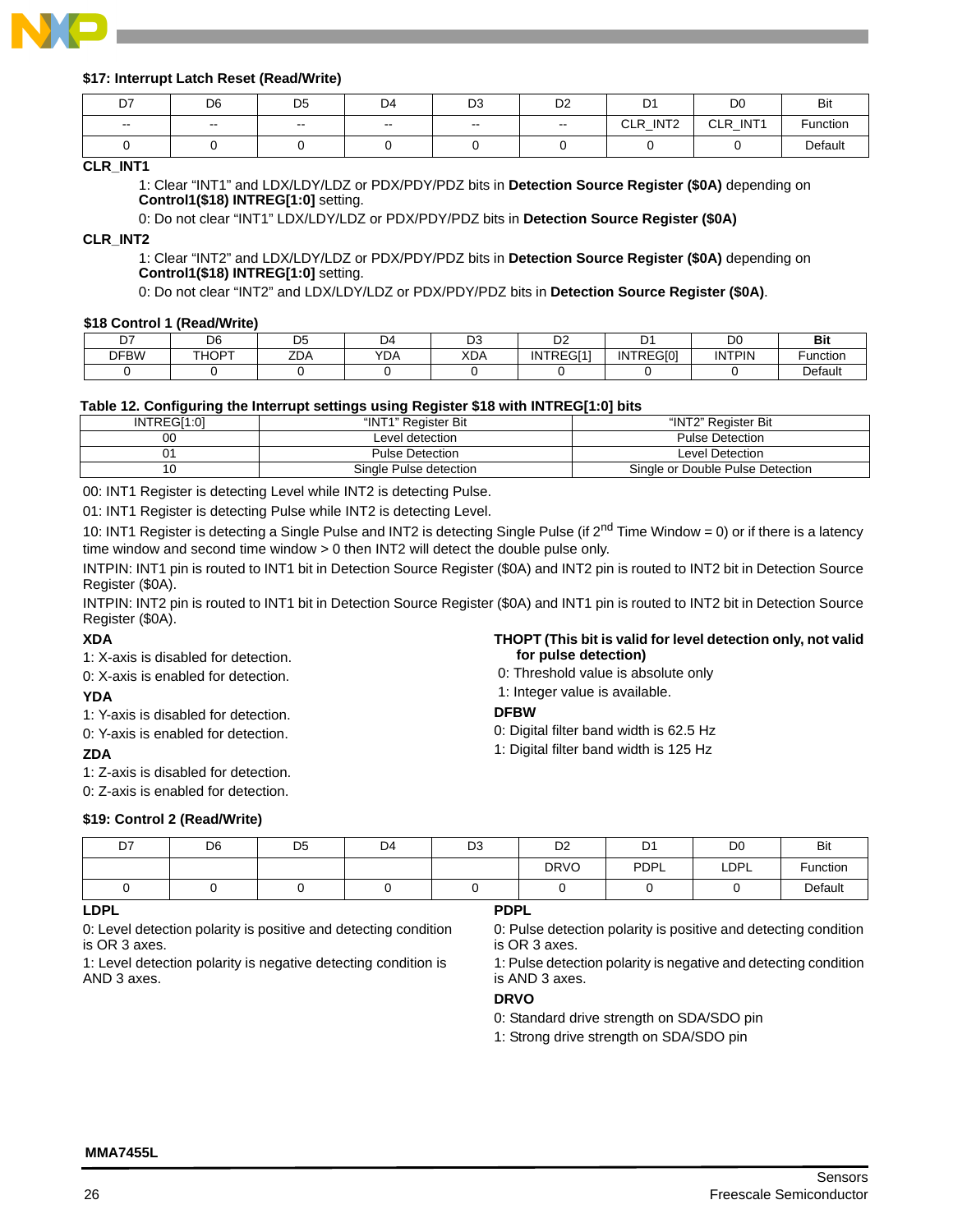### $17: Interrupt Latch Reset (Read/Write)

| D7 | D6 | D5 | D4 | D3 | D2 | D1 | D0 | Bit |
|---|---|---|---|---|---|---|---|---|
| -- | -- | -- | -- | -- | -- | CLR_INT2 | CLR_INT1 | Function |
| 0 | 0 | 0 | 0 | 0 | 0 | 0 | 0 | Default |

**CLR_INT1**

1: Clear "INT1" and LDX/LDY/LDZ or PDX/PDY/PDZ bits in **Detection Source Register ($0A)** depending on **Control1($18) INTREG[1:0]** setting.

0: Do not clear "INT1" LDX/LDY/LDZ or PDX/PDY/PDZ bits in **Detection Source Register ($0A)**

**CLR_INT2**

1: Clear "INT2" and LDX/LDY/LDZ or PDX/PDY/PDZ bits in **Detection Source Register ($0A)** depending on **Control1($18) INTREG[1:0]** setting.

0: Do not clear "INT2" and LDX/LDY/LDZ or PDX/PDY/PDZ bits in **Detection Source Register ($0A)**.

### $18 Control 1 (Read/Write)

| D7 | D6 | D5 | D4 | D3 | D2 | D1 | D0 | **Bit** |
|---|---|---|---|---|---|---|---|---|
| DFBW | THOPT | ZDA | YDA | XDA | INTREG[1] | INTREG[0] | INTPIN | Function |
| 0 | 0 | 0 | 0 | 0 | 0 | 0 | 0 | Default |

**Table 12. Configuring the Interrupt settings using Register $18 with INTREG[1:0] bits**

| INTREG[1:0] | "INT1" Register Bit | "INT2" Register Bit |
|---|---|---|
| 00 | Level detection | Pulse Detection |
| 01 | Pulse Detection | Level Detection |
| 10 | Single Pulse detection | Single or Double Pulse Detection |

00: INT1 Register is detecting Level while INT2 is detecting Pulse.

01: INT1 Register is detecting Pulse while INT2 is detecting Level.

10: INT1 Register is detecting a Single Pulse and INT2 is detecting Single Pulse (if 2$^{nd}$ Time Window = 0) or if there is a latency time window and second time window > 0 then INT2 will detect the double pulse only.

INTPIN: INT1 pin is routed to INT1 bit in Detection Source Register ($0A) and INT2 pin is routed to INT2 bit in Detection Source Register ($0A).

INTPIN: INT2 pin is routed to INT1 bit in Detection Source Register ($0A) and INT1 pin is routed to INT2 bit in Detection Source Register ($0A).

**XDA**

1: X-axis is disabled for detection.

0: X-axis is enabled for detection.

**YDA**

1: Y-axis is disabled for detection.

0: Y-axis is enabled for detection.

**ZDA**

1: Z-axis is disabled for detection.

0: Z-axis is enabled for detection.

**THOPT (This bit is valid for level detection only, not valid for pulse detection)**

0: Threshold value is absolute only

1: Integer value is available.

**DFBW**

0: Digital filter band width is 62.5 Hz

1: Digital filter band width is 125 Hz

### $19: Control 2 (Read/Write)

| D7 | D6 | D5 | D4 | D3 | D2 | D1 | D0 | Bit |
|---|---|---|---|---|---|---|---|---|
| | | | | | DRVO | PDPL | LDPL | Function |
| 0 | 0 | 0 | 0 | 0 | 0 | 0 | 0 | Default |

**LDPL**

0: Level detection polarity is positive and detecting condition is OR 3 axes.

1: Level detection polarity is negative detecting condition is AND 3 axes.

**PDPL**

0: Pulse detection polarity is positive and detecting condition is OR 3 axes.

1: Pulse detection polarity is negative and detecting condition is AND 3 axes.

**DRVO**

0: Standard drive strength on SDA/SDO pin

1: Strong drive strength on SDA/SDO pin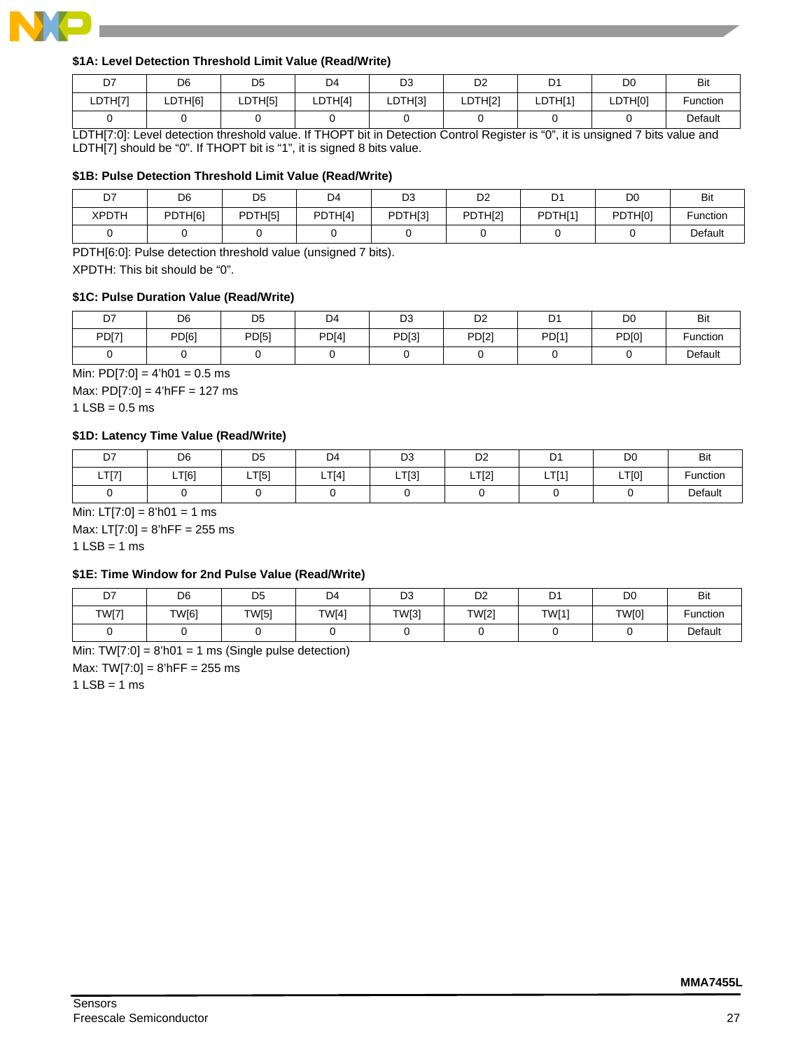#### $1A: Level Detection Threshold Limit Value (Read/Write)

| D7 | D6 | D5 | D4 | D3 | D2 | D1 | D0 | Bit |
|---|---|---|---|---|---|---|---|---|
| LDTH[7] | LDTH[6] | LDTH[5] | LDTH[4] | LDTH[3] | LDTH[2] | LDTH[1] | LDTH[0] | Function |
| 0 | 0 | 0 | 0 | 0 | 0 | 0 | 0 | Default |

LDTH[7:0]: Level detection threshold value. If THOPT bit in Detection Control Register is “0”, it is unsigned 7 bits value and LDTH[7] should be “0”. If THOPT bit is “1”, it is signed 8 bits value.

#### $1B: Pulse Detection Threshold Limit Value (Read/Write)

| D7 | D6 | D5 | D4 | D3 | D2 | D1 | D0 | Bit |
|---|---|---|---|---|---|---|---|---|
| XPDTH | PDTH[6] | PDTH[5] | PDTH[4] | PDTH[3] | PDTH[2] | PDTH[1] | PDTH[0] | Function |
| 0 | 0 | 0 | 0 | 0 | 0 | 0 | 0 | Default |

PDTH[6:0]: Pulse detection threshold value (unsigned 7 bits).

XPDTH: This bit should be “0”.

#### $1C: Pulse Duration Value (Read/Write)

| D7 | D6 | D5 | D4 | D3 | D2 | D1 | D0 | Bit |
|---|---|---|---|---|---|---|---|---|
| PD[7] | PD[6] | PD[5] | PD[4] | PD[3] | PD[2] | PD[1] | PD[0] | Function |
| 0 | 0 | 0 | 0 | 0 | 0 | 0 | 0 | Default |

Min: PD[7:0] = 4’h01 = 0.5 ms

Max: PD[7:0] = 4’hFF = 127 ms

1 LSB = 0.5 ms

#### $1D: Latency Time Value (Read/Write)

| D7 | D6 | D5 | D4 | D3 | D2 | D1 | D0 | Bit |
|---|---|---|---|---|---|---|---|---|
| LT[7] | LT[6] | LT[5] | LT[4] | LT[3] | LT[2] | LT[1] | LT[0] | Function |
| 0 | 0 | 0 | 0 | 0 | 0 | 0 | 0 | Default |

Min: LT[7:0] = 8’h01 = 1 ms

Max: LT[7:0] = 8’hFF = 255 ms

1 LSB = 1 ms

#### $1E: Time Window for 2nd Pulse Value (Read/Write)

| D7 | D6 | D5 | D4 | D3 | D2 | D1 | D0 | Bit |
|---|---|---|---|---|---|---|---|---|
| TW[7] | TW[6] | TW[5] | TW[4] | TW[3] | TW[2] | TW[1] | TW[0] | Function |
| 0 | 0 | 0 | 0 | 0 | 0 | 0 | 0 | Default |

Min: TW[7:0] = 8’h01 = 1 ms (Single pulse detection)

Max: TW[7:0] = 8’hFF = 255 ms

1 LSB = 1 ms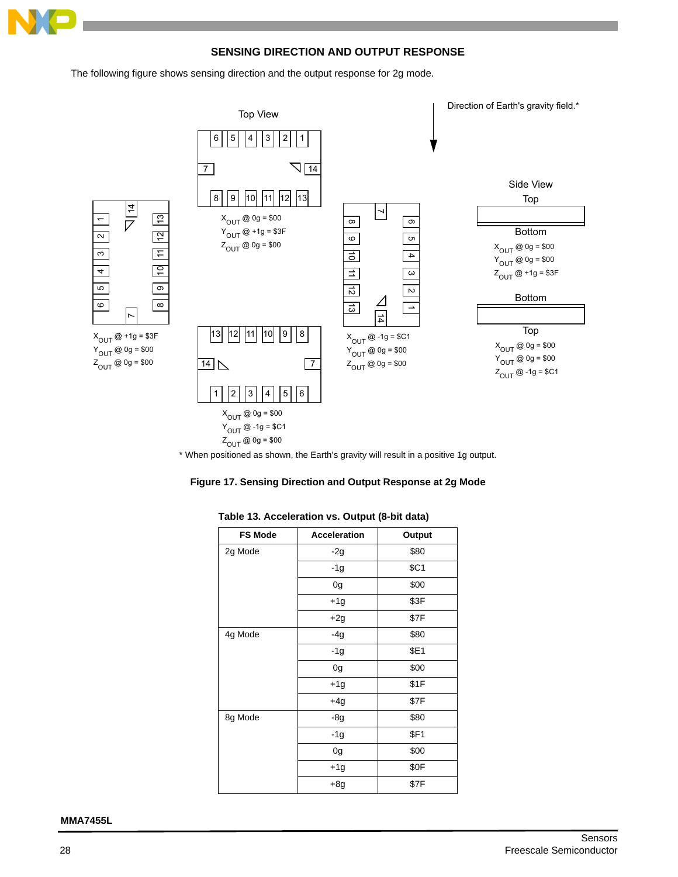## SENSING DIRECTION AND OUTPUT RESPONSE

The following figure shows sensing direction and the output response for 2g mode.

Top View

Direction of Earth's gravity field.*

$X_{OUT}$ @ 0g = $00
$Y_{OUT}$ @ +1g = $3F
$Z_{OUT}$ @ 0g = $00

$X_{OUT}$ @ +1g = $3F
$Y_{OUT}$ @ 0g = $00
$Z_{OUT}$ @ 0g = $00

$X_{OUT}$ @ -1g = $C1
$Y_{OUT}$ @ 0g = $00
$Z_{OUT}$ @ 0g = $00

$X_{OUT}$ @ 0g = $00
$Y_{OUT}$ @ -1g = $C1
$Z_{OUT}$ @ 0g = $00

Side View

Top

Bottom

$X_{OUT}$ @ 0g = $00
$Y_{OUT}$ @ 0g = $00
$Z_{OUT}$ @ +1g = $3F

Bottom

Top

$X_{OUT}$ @ 0g = $00
$Y_{OUT}$ @ 0g = $00
$Z_{OUT}$ @ -1g = $C1

* When positioned as shown, the Earth's gravity will result in a positive 1g output.

**Figure 17. Sensing Direction and Output Response at 2g Mode**

**Table 13. Acceleration vs. Output (8-bit data)**

| FS Mode | Acceleration | Output |
|---|---|---|
| 2g Mode | -2g | $80 |
| | -1g | $C1 |
| | 0g | $00 |
| | +1g | $3F |
| | +2g | $7F |
| 4g Mode | -4g | $80 |
| | -1g | $E1 |
| | 0g | $00 |
| | +1g | $1F |
| | +4g | $7F |
| 8g Mode | -8g | $80 |
| | -1g | $F1 |
| | 0g | $00 |
| | +1g | $0F |
| | +8g | $7F |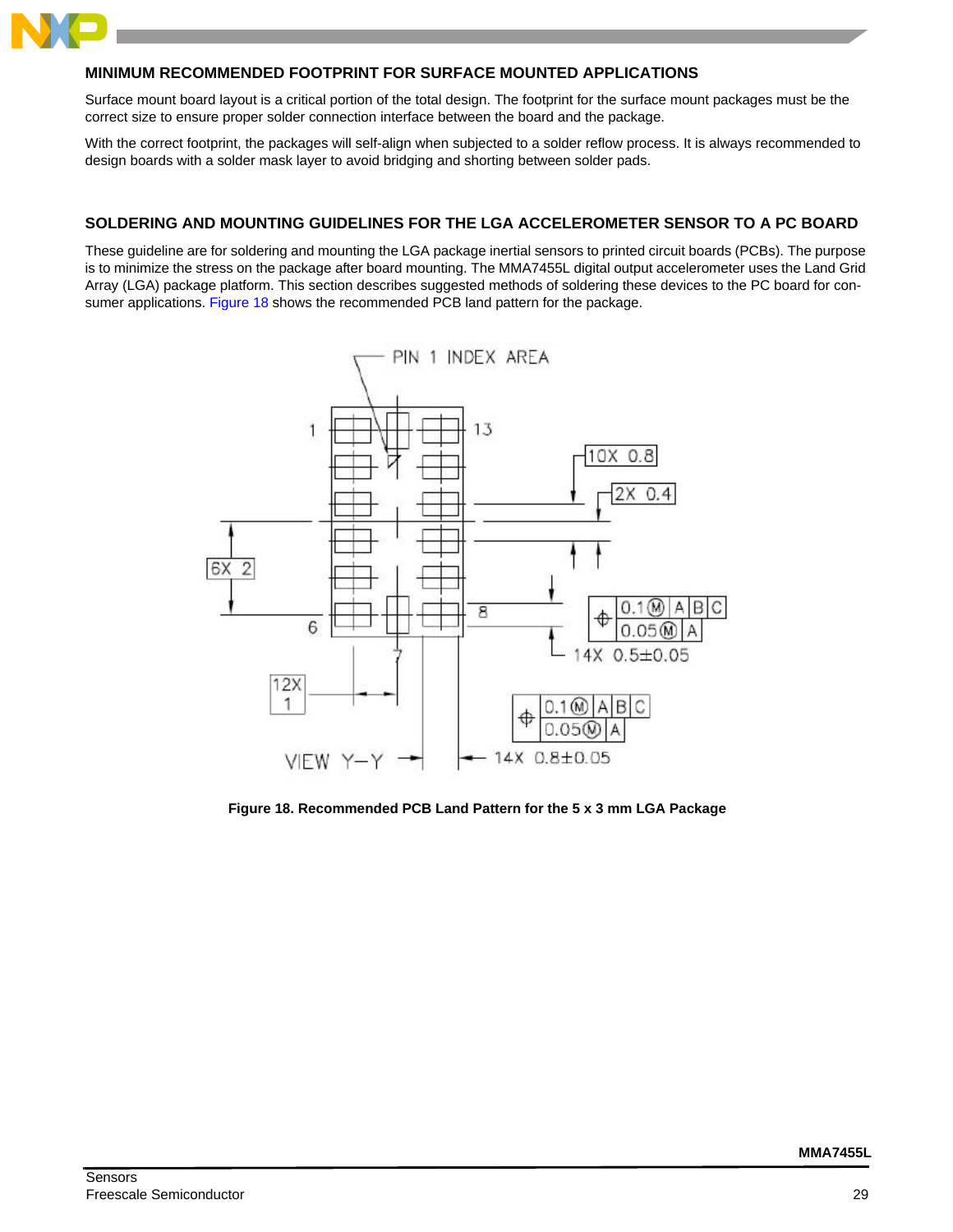## MINIMUM RECOMMENDED FOOTPRINT FOR SURFACE MOUNTED APPLICATIONS

Surface mount board layout is a critical portion of the total design. The footprint for the surface mount packages must be the correct size to ensure proper solder connection interface between the board and the package.

With the correct footprint, the packages will self-align when subjected to a solder reflow process. It is always recommended to design boards with a solder mask layer to avoid bridging and shorting between solder pads.

## SOLDERING AND MOUNTING GUIDELINES FOR THE LGA ACCELEROMETER SENSOR TO A PC BOARD

These guideline are for soldering and mounting the LGA package inertial sensors to printed circuit boards (PCBs). The purpose is to minimize the stress on the package after board mounting. The MMA7455L digital output accelerometer uses the Land Grid Array (LGA) package platform. This section describes suggested methods of soldering these devices to the PC board for consumer applications. Figure 18 shows the recommended PCB land pattern for the package.

**Figure 18. Recommended PCB Land Pattern for the 5 x 3 mm LGA Package**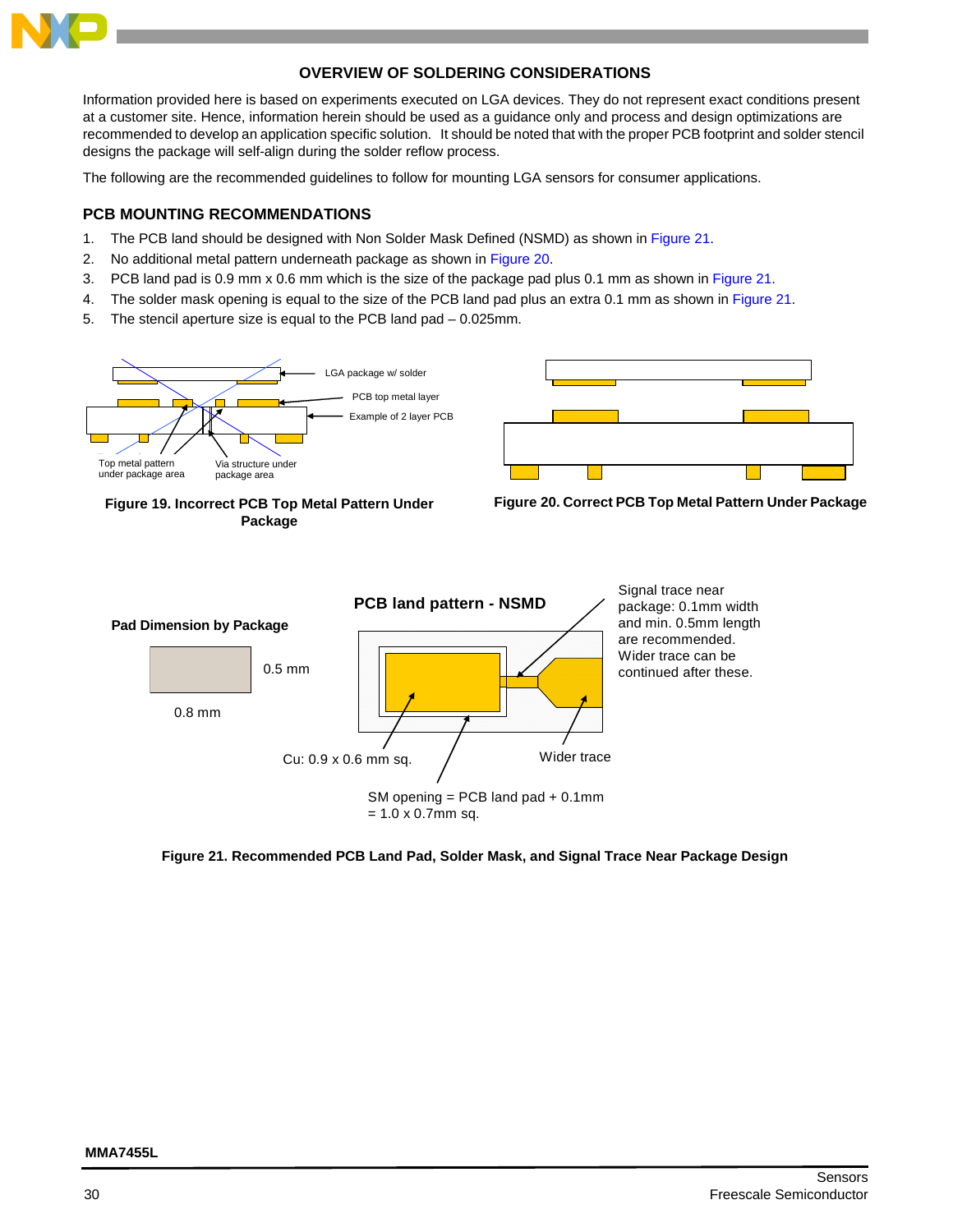## OVERVIEW OF SOLDERING CONSIDERATIONS

Information provided here is based on experiments executed on LGA devices. They do not represent exact conditions present at a customer site. Hence, information herein should be used as a guidance only and process and design optimizations are recommended to develop an application specific solution. It should be noted that with the proper PCB footprint and solder stencil designs the package will self-align during the solder reflow process.

The following are the recommended guidelines to follow for mounting LGA sensors for consumer applications.

### PCB MOUNTING RECOMMENDATIONS

1. The PCB land should be designed with Non Solder Mask Defined (NSMD) as shown in Figure 21.
2. No additional metal pattern underneath package as shown in Figure 20.
3. PCB land pad is 0.9 mm x 0.6 mm which is the size of the package pad plus 0.1 mm as shown in Figure 21.
4. The solder mask opening is equal to the size of the PCB land pad plus an extra 0.1 mm as shown in Figure 21.
5. The stencil aperture size is equal to the PCB land pad – 0.025mm.

LGA package w/ solder

PCB top metal layer

Example of 2 layer PCB

Top metal pattern under package area

Via structure under package area

**Figure 19. Incorrect PCB Top Metal Pattern Under Package**

**Figure 20. Correct PCB Top Metal Pattern Under Package**

**Pad Dimension by Package**

0.5 mm

0.8 mm

**PCB land pattern - NSMD**

Signal trace near package: 0.1mm width and min. 0.5mm length are recommended. Wider trace can be continued after these.

Cu: 0.9 x 0.6 mm sq.

Wider trace

SM opening = PCB land pad + 0.1mm = 1.0 x 0.7mm sq.

**Figure 21. Recommended PCB Land Pad, Solder Mask, and Signal Trace Near Package Design**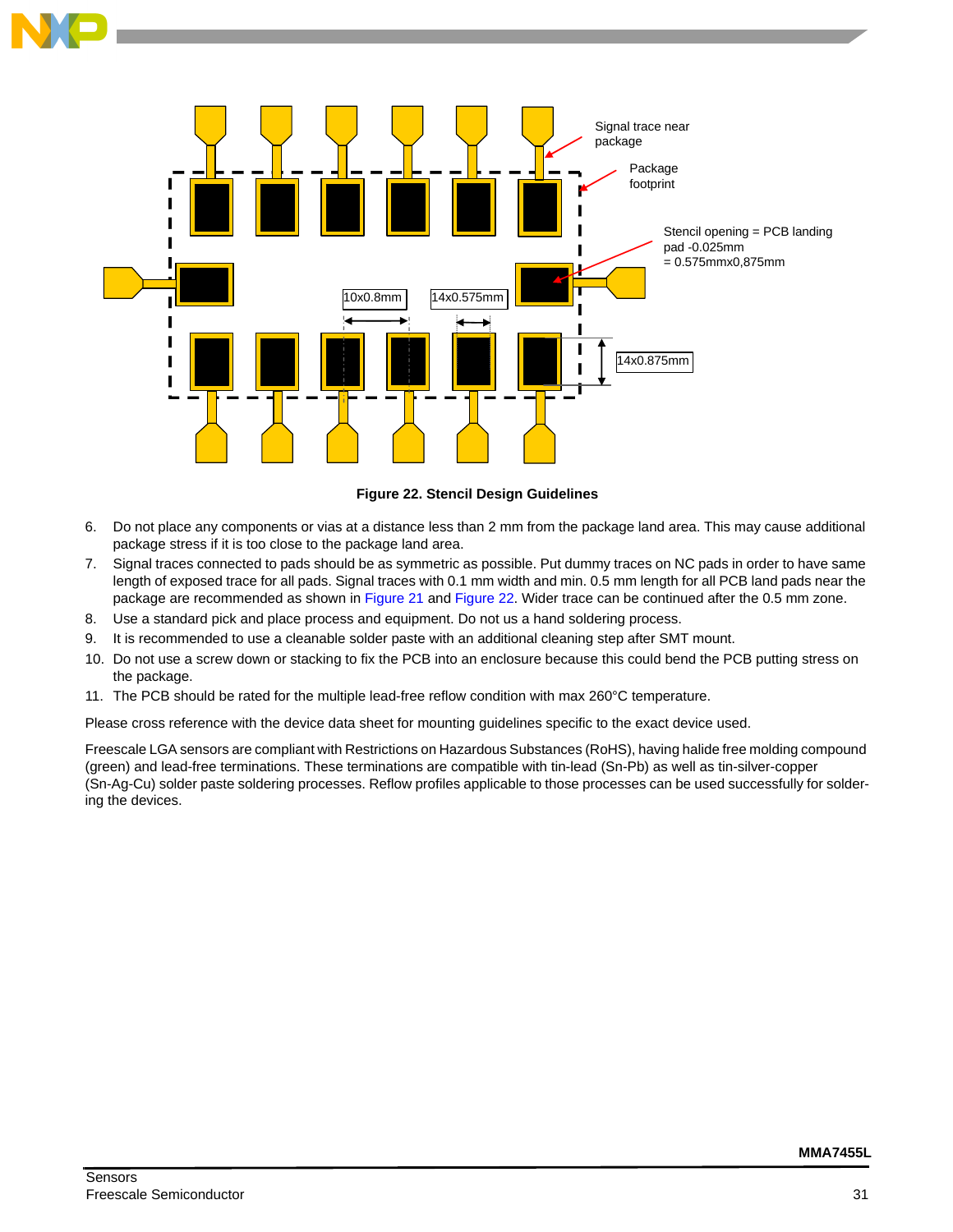Figure 22. Stencil Design Guidelines

6. Do not place any components or vias at a distance less than 2 mm from the package land area. This may cause additional package stress if it is too close to the package land area.
7. Signal traces connected to pads should be as symmetric as possible. Put dummy traces on NC pads in order to have same length of exposed trace for all pads. Signal traces with 0.1 mm width and min. 0.5 mm length for all PCB land pads near the package are recommended as shown in Figure 21 and Figure 22. Wider trace can be continued after the 0.5 mm zone.
8. Use a standard pick and place process and equipment. Do not us a hand soldering process.
9. It is recommended to use a cleanable solder paste with an additional cleaning step after SMT mount.
10. Do not use a screw down or stacking to fix the PCB into an enclosure because this could bend the PCB putting stress on the package.
11. The PCB should be rated for the multiple lead-free reflow condition with max 260°C temperature.

Please cross reference with the device data sheet for mounting guidelines specific to the exact device used.

Freescale LGA sensors are compliant with Restrictions on Hazardous Substances (RoHS), having halide free molding compound (green) and lead-free terminations. These terminations are compatible with tin-lead (Sn-Pb) as well as tin-silver-copper (Sn-Ag-Cu) solder paste soldering processes. Reflow profiles applicable to those processes can be used successfully for soldering the devices.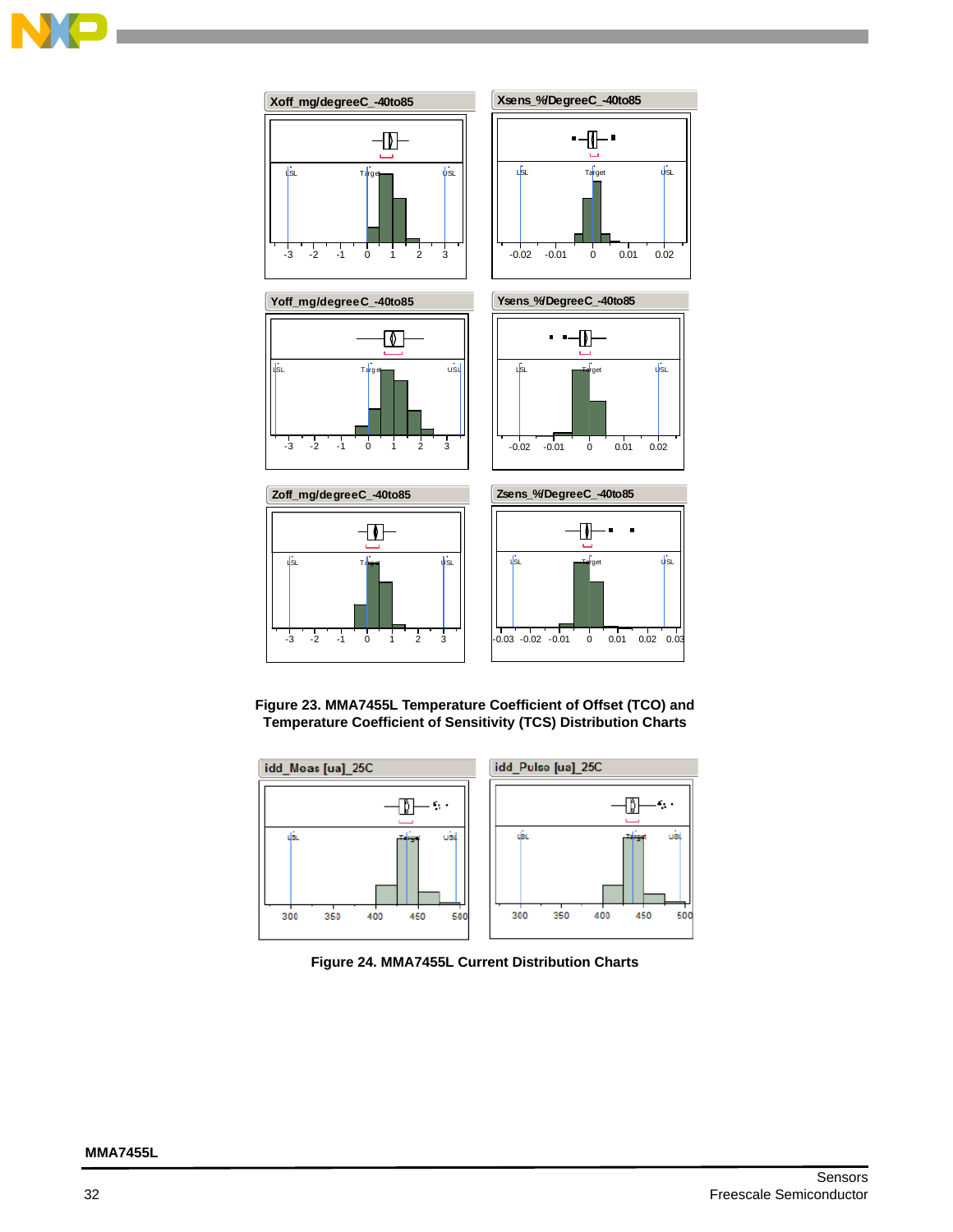Xoff_mg/degreeC_-40to85

Xsens_%/DegreeC_-40to85

Yoff_mg/degreeC_-40to85

Ysens_%/DegreeC_-40to85

Zoff_mg/degreeC_-40to85

Zsens_%/DegreeC_-40to85

**Figure 23. MMA7455L Temperature Coefficient of Offset (TCO) and Temperature Coefficient of Sensitivity (TCS) Distribution Charts**

idd_Meas [ua]_25C

idd_Pulse [ua]_25C

**Figure 24. MMA7455L Current Distribution Charts**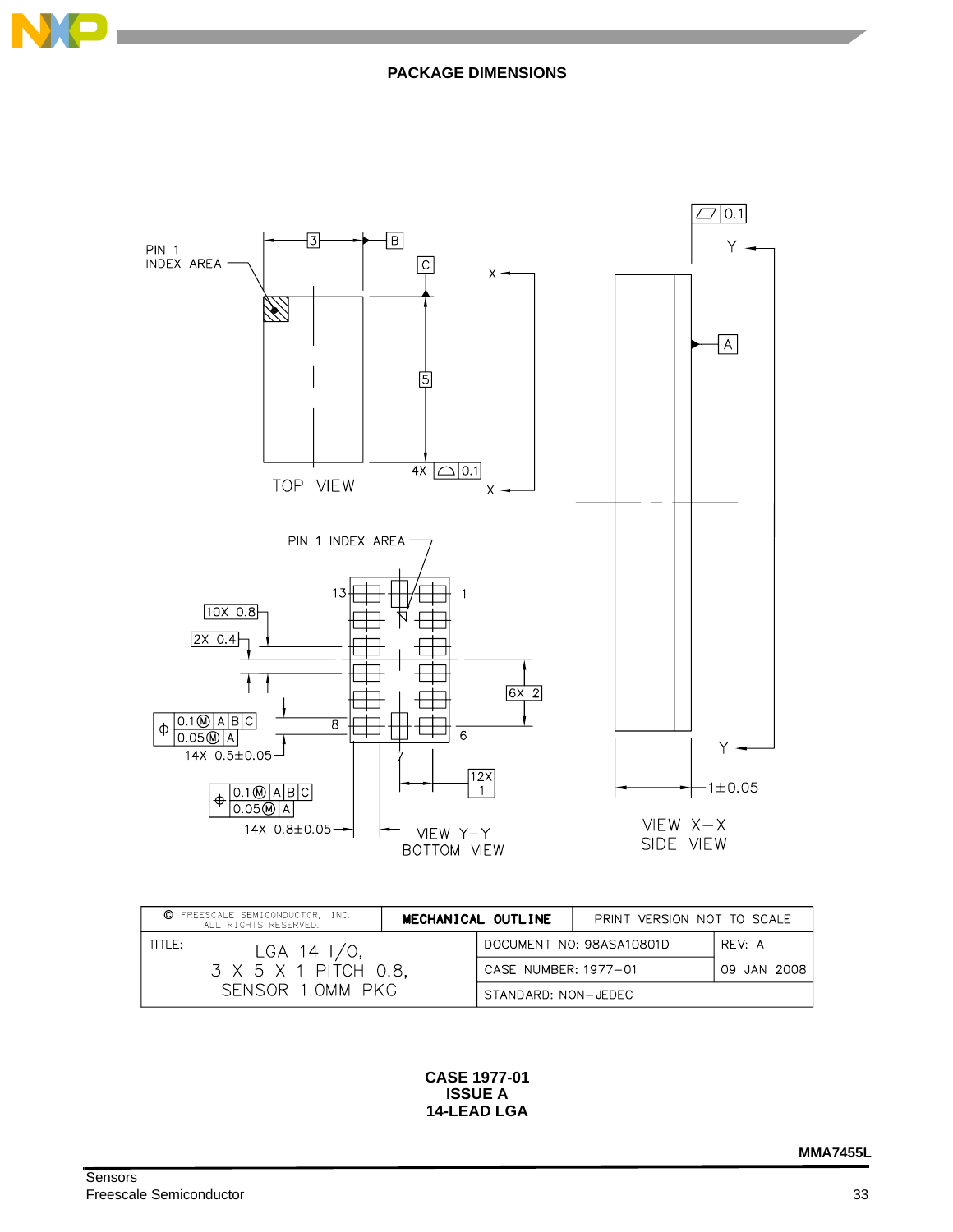## PACKAGE DIMENSIONS

PIN 1 INDEX AREA

3

B

C

X

5

4X ⌓ 0.1

TOP VIEW

X

⏥ 0.1

Y

A

PIN 1 INDEX AREA

13

1

10X 0.8

2X 0.4

6X 2

⌖ 0.1Ⓜ A B C
0.05Ⓜ A

14X 0.5±0.05

8

6

7

12X 1

⌖ 0.1Ⓜ A B C
0.05Ⓜ A

14X 0.8±0.05

VIEW Y–Y
BOTTOM VIEW

Y

1±0.05

VIEW X–X
SIDE VIEW

| © FREESCALE SEMICONDUCTOR, INC. ALL RIGHTS RESERVED. | MECHANICAL OUTLINE | PRINT VERSION NOT TO SCALE | |
|---|---|---|---|
| TITLE: LGA 14 I/O, 3 X 5 X 1 PITCH 0.8, SENSOR 1.0MM PKG | | DOCUMENT NO: 98ASA10801D | REV: A |
| | | CASE NUMBER: 1977–01 | 09 JAN 2008 |
| | | STANDARD: NON–JEDEC | |

**CASE 1977-01**
**ISSUE A**
**14-LEAD LGA**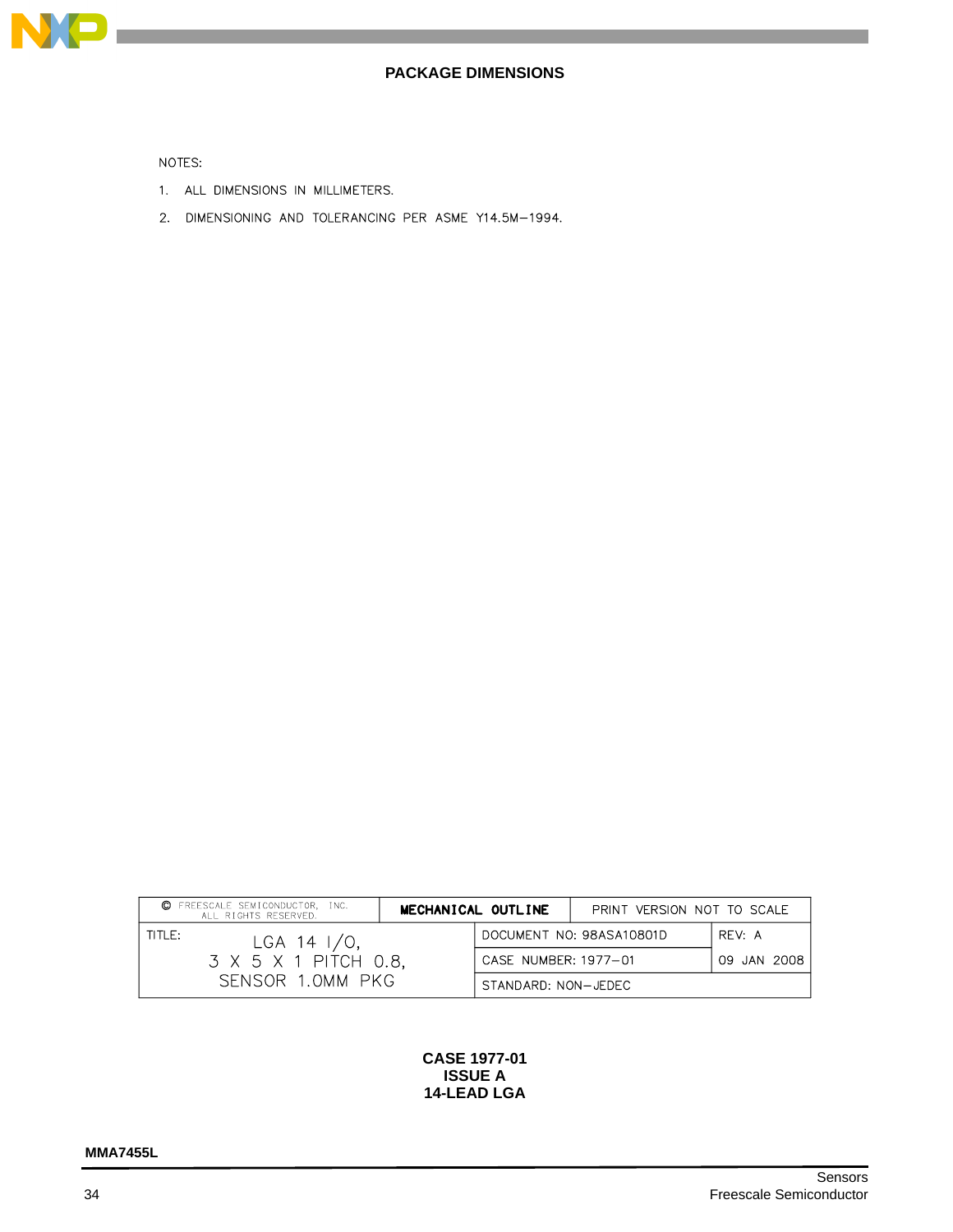## PACKAGE DIMENSIONS

NOTES:

1. ALL DIMENSIONS IN MILLIMETERS.
2. DIMENSIONING AND TOLERANCING PER ASME Y14.5M—1994.

| © FREESCALE SEMICONDUCTOR, INC. ALL RIGHTS RESERVED. | MECHANICAL OUTLINE | PRINT VERSION NOT TO SCALE | |
|---|---|---|---|
| TITLE: LGA 14 I/O, 3 X 5 X 1 PITCH 0.8, SENSOR 1.0MM PKG | | DOCUMENT NO: 98ASA10801D | REV: A |
| | | CASE NUMBER: 1977—01 | 09 JAN 2008 |
| | | STANDARD: NON—JEDEC | |

**CASE 1977-01**
**ISSUE A**
**14-LEAD LGA**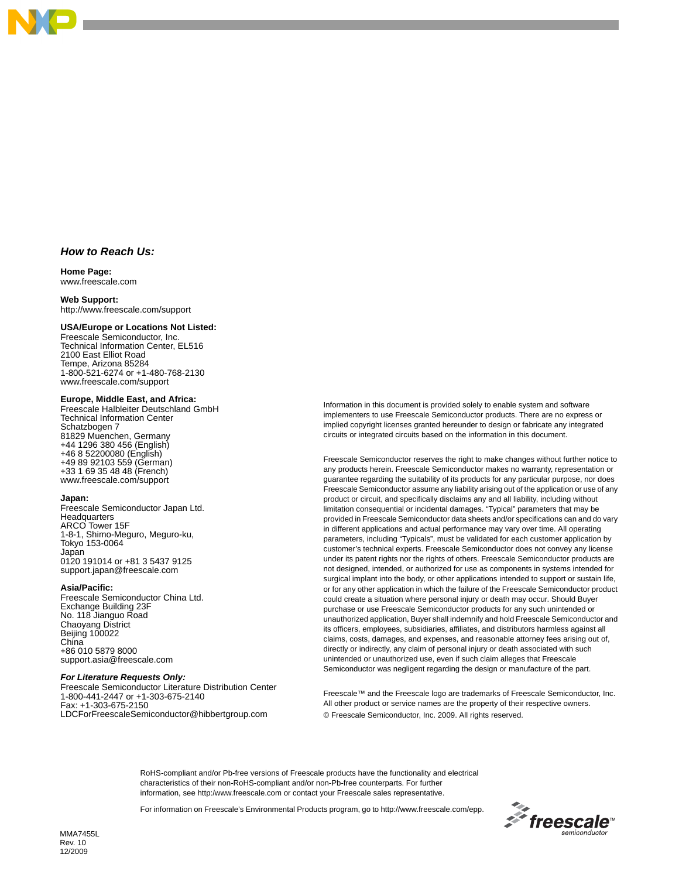*How to Reach Us:*

**Home Page:**
www.freescale.com

**Web Support:**
http://www.freescale.com/support

**USA/Europe or Locations Not Listed:**
Freescale Semiconductor, Inc.
Technical Information Center, EL516
2100 East Elliot Road
Tempe, Arizona 85284
1-800-521-6274 or +1-480-768-2130
www.freescale.com/support

**Europe, Middle East, and Africa:**
Freescale Halbleiter Deutschland GmbH
Technical Information Center
Schatzbogen 7
81829 Muenchen, Germany
+44 1296 380 456 (English)
+46 8 52200080 (English)
+49 89 92103 559 (German)
+33 1 69 35 48 48 (French)
www.freescale.com/support

**Japan:**
Freescale Semiconductor Japan Ltd.
Headquarters
ARCO Tower 15F
1-8-1, Shimo-Meguro, Meguro-ku,
Tokyo 153-0064
Japan
0120 191014 or +81 3 5437 9125
support.japan@freescale.com

**Asia/Pacific:**
Freescale Semiconductor China Ltd.
Exchange Building 23F
No. 118 Jianguo Road
Chaoyang District
Beijing 100022
China
+86 010 5879 8000
support.asia@freescale.com

***For Literature Requests Only:***
Freescale Semiconductor Literature Distribution Center
1-800-441-2447 or +1-303-675-2140
Fax: +1-303-675-2150
LDCForFreescaleSemiconductor@hibbertgroup.com

Information in this document is provided solely to enable system and software implementers to use Freescale Semiconductor products. There are no express or implied copyright licenses granted hereunder to design or fabricate any integrated circuits or integrated circuits based on the information in this document.

Freescale Semiconductor reserves the right to make changes without further notice to any products herein. Freescale Semiconductor makes no warranty, representation or guarantee regarding the suitability of its products for any particular purpose, nor does Freescale Semiconductor assume any liability arising out of the application or use of any product or circuit, and specifically disclaims any and all liability, including without limitation consequential or incidental damages. “Typical” parameters that may be provided in Freescale Semiconductor data sheets and/or specifications can and do vary in different applications and actual performance may vary over time. All operating parameters, including “Typicals”, must be validated for each customer application by customer’s technical experts. Freescale Semiconductor does not convey any license under its patent rights nor the rights of others. Freescale Semiconductor products are not designed, intended, or authorized for use as components in systems intended for surgical implant into the body, or other applications intended to support or sustain life, or for any other application in which the failure of the Freescale Semiconductor product could create a situation where personal injury or death may occur. Should Buyer purchase or use Freescale Semiconductor products for any such unintended or unauthorized application, Buyer shall indemnify and hold Freescale Semiconductor and its officers, employees, subsidiaries, affiliates, and distributors harmless against all claims, costs, damages, and expenses, and reasonable attorney fees arising out of, directly or indirectly, any claim of personal injury or death associated with such unintended or unauthorized use, even if such claim alleges that Freescale Semiconductor was negligent regarding the design or manufacture of the part.

Freescale™ and the Freescale logo are trademarks of Freescale Semiconductor, Inc. All other product or service names are the property of their respective owners.
© Freescale Semiconductor, Inc. 2009. All rights reserved.

RoHS-compliant and/or Pb-free versions of Freescale products have the functionality and electrical characteristics of their non-RoHS-compliant and/or non-Pb-free counterparts. For further information, see http:/www.freescale.com or contact your Freescale sales representative.

For information on Freescale’s Environmental Products program, go to http://www.freescale.com/epp.

MMA7455L
Rev. 10
12/2009